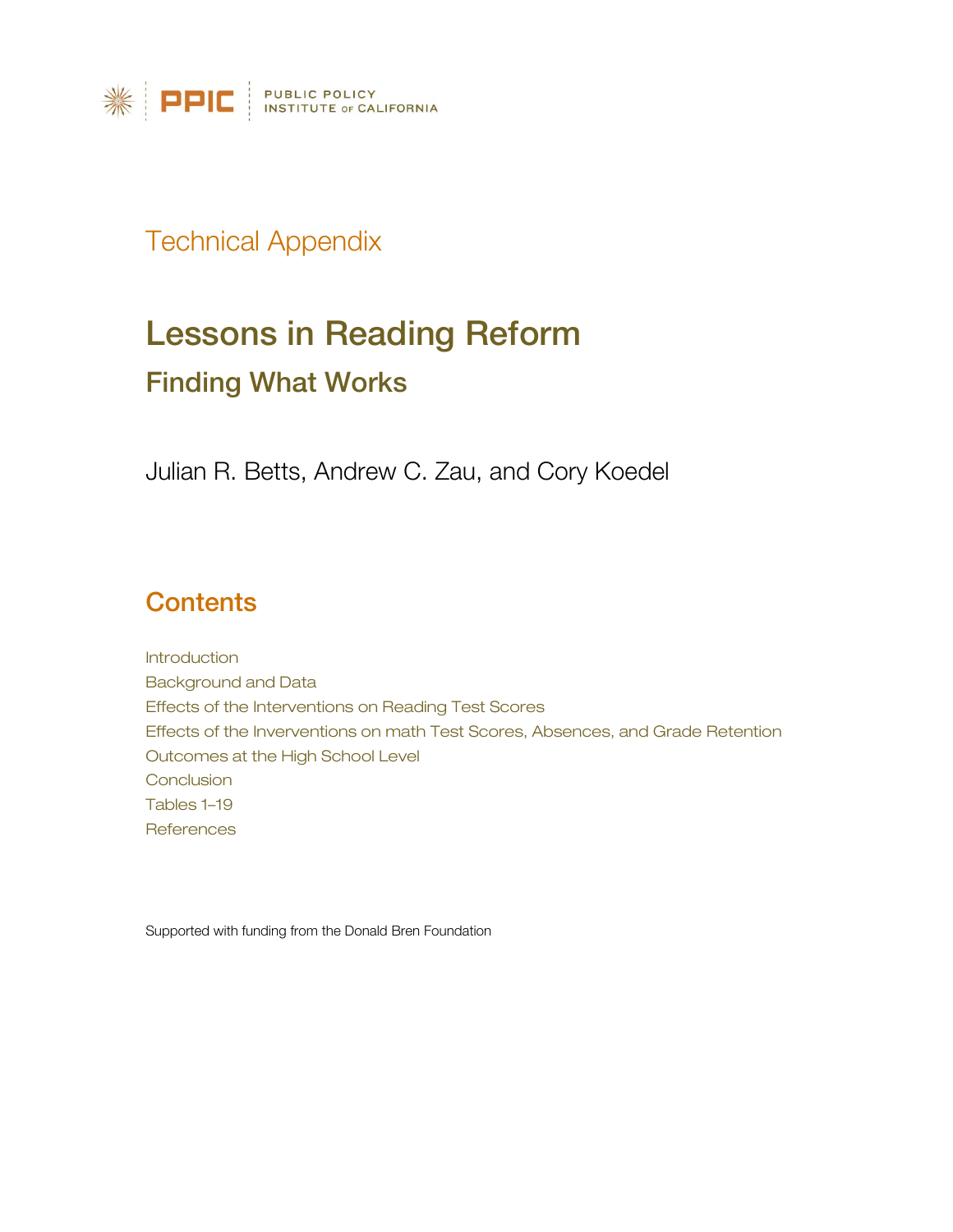PPIC | PUBLIC POLICY INSTITUTE OF CALIFORNIA

Technical Appendix

# Lessons in Reading Reform

## Finding What Works

Julian R. Betts, Andrew C. Zau, and Cory Koedel

## Contents

Introduction
Background and Data
Effects of the Interventions on Reading Test Scores
Effects of the Inverventions on math Test Scores, Absences, and Grade Retention
Outcomes at the High School Level
Conclusion
Tables 1–19
References

Supported with funding from the Donald Bren Foundation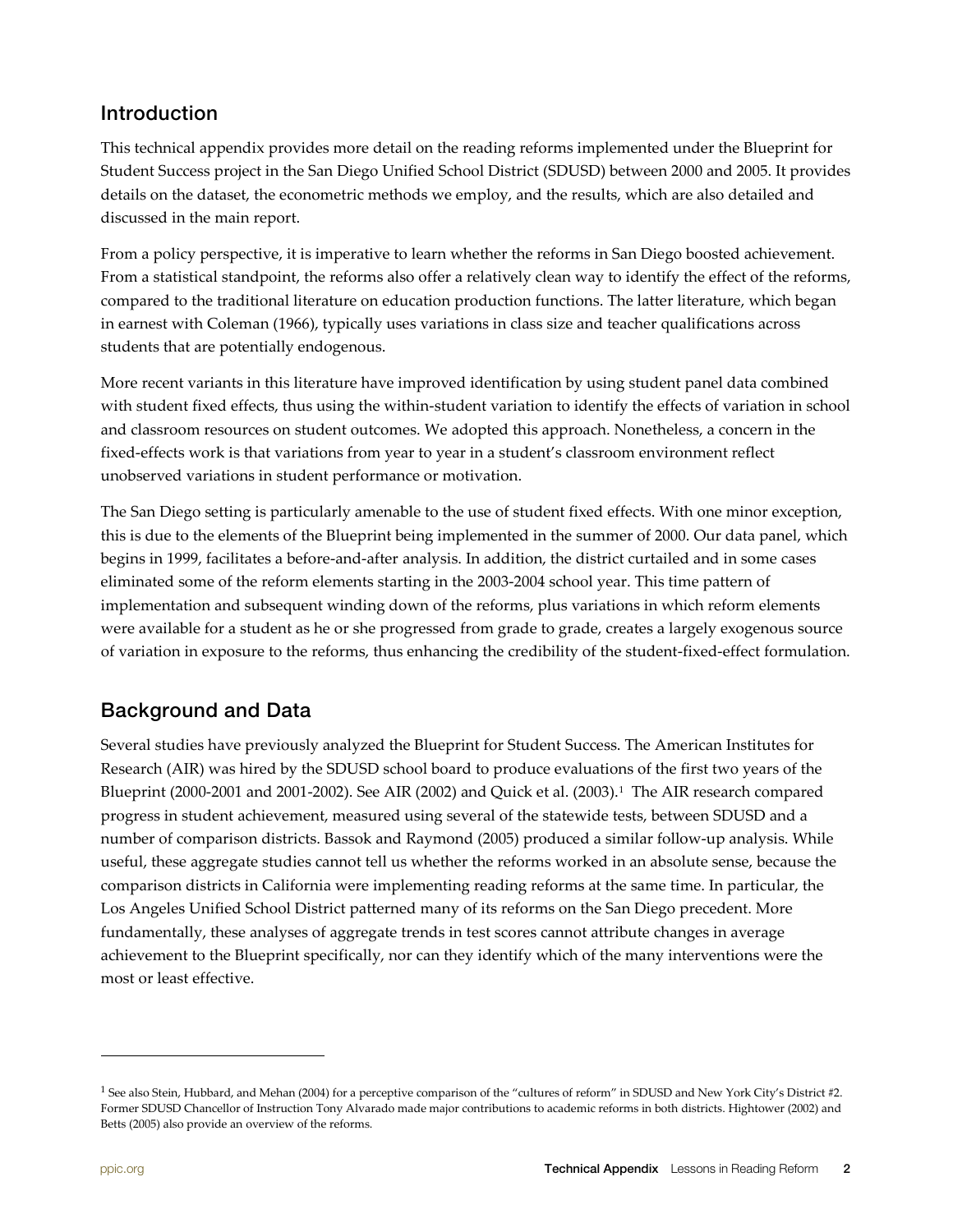## Introduction

This technical appendix provides more detail on the reading reforms implemented under the Blueprint for Student Success project in the San Diego Unified School District (SDUSD) between 2000 and 2005. It provides details on the dataset, the econometric methods we employ, and the results, which are also detailed and discussed in the main report.

From a policy perspective, it is imperative to learn whether the reforms in San Diego boosted achievement. From a statistical standpoint, the reforms also offer a relatively clean way to identify the effect of the reforms, compared to the traditional literature on education production functions. The latter literature, which began in earnest with Coleman (1966), typically uses variations in class size and teacher qualifications across students that are potentially endogenous.

More recent variants in this literature have improved identification by using student panel data combined with student fixed effects, thus using the within-student variation to identify the effects of variation in school and classroom resources on student outcomes. We adopted this approach. Nonetheless, a concern in the fixed-effects work is that variations from year to year in a student's classroom environment reflect unobserved variations in student performance or motivation.

The San Diego setting is particularly amenable to the use of student fixed effects. With one minor exception, this is due to the elements of the Blueprint being implemented in the summer of 2000. Our data panel, which begins in 1999, facilitates a before-and-after analysis. In addition, the district curtailed and in some cases eliminated some of the reform elements starting in the 2003-2004 school year. This time pattern of implementation and subsequent winding down of the reforms, plus variations in which reform elements were available for a student as he or she progressed from grade to grade, creates a largely exogenous source of variation in exposure to the reforms, thus enhancing the credibility of the student-fixed-effect formulation.

## Background and Data

Several studies have previously analyzed the Blueprint for Student Success. The American Institutes for Research (AIR) was hired by the SDUSD school board to produce evaluations of the first two years of the Blueprint (2000-2001 and 2001-2002). See AIR (2002) and Quick et al. (2003).[1] The AIR research compared progress in student achievement, measured using several of the statewide tests, between SDUSD and a number of comparison districts. Bassok and Raymond (2005) produced a similar follow-up analysis. While useful, these aggregate studies cannot tell us whether the reforms worked in an absolute sense, because the comparison districts in California were implementing reading reforms at the same time. In particular, the Los Angeles Unified School District patterned many of its reforms on the San Diego precedent. More fundamentally, these analyses of aggregate trends in test scores cannot attribute changes in average achievement to the Blueprint specifically, nor can they identify which of the many interventions were the most or least effective.

---

[1] See also Stein, Hubbard, and Mehan (2004) for a perceptive comparison of the "cultures of reform" in SDUSD and New York City's District #2. Former SDUSD Chancellor of Instruction Tony Alvarado made major contributions to academic reforms in both districts. Hightower (2002) and Betts (2005) also provide an overview of the reforms.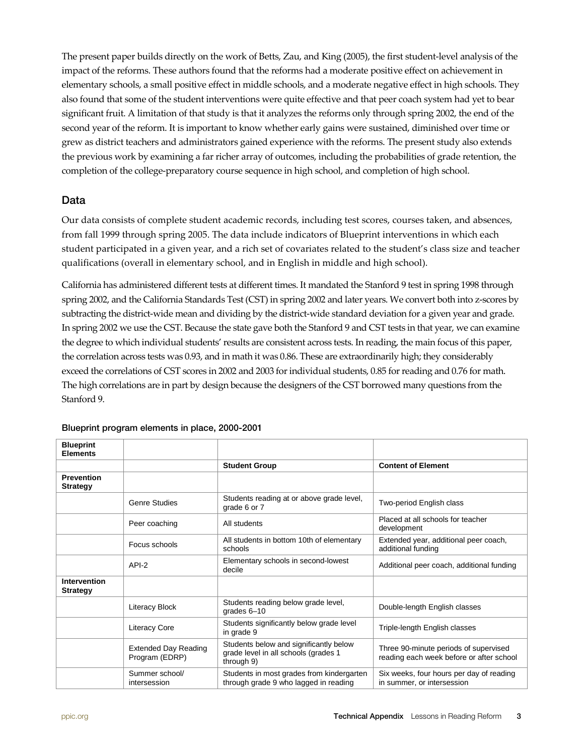The present paper builds directly on the work of Betts, Zau, and King (2005), the first student-level analysis of the impact of the reforms. These authors found that the reforms had a moderate positive effect on achievement in elementary schools, a small positive effect in middle schools, and a moderate negative effect in high schools. They also found that some of the student interventions were quite effective and that peer coach system had yet to bear significant fruit. A limitation of that study is that it analyzes the reforms only through spring 2002, the end of the second year of the reform. It is important to know whether early gains were sustained, diminished over time or grew as district teachers and administrators gained experience with the reforms. The present study also extends the previous work by examining a far richer array of outcomes, including the probabilities of grade retention, the completion of the college-preparatory course sequence in high school, and completion of high school.

## Data

Our data consists of complete student academic records, including test scores, courses taken, and absences, from fall 1999 through spring 2005. The data include indicators of Blueprint interventions in which each student participated in a given year, and a rich set of covariates related to the student's class size and teacher qualifications (overall in elementary school, and in English in middle and high school).

California has administered different tests at different times. It mandated the Stanford 9 test in spring 1998 through spring 2002, and the California Standards Test (CST) in spring 2002 and later years. We convert both into z-scores by subtracting the district-wide mean and dividing by the district-wide standard deviation for a given year and grade. In spring 2002 we use the CST. Because the state gave both the Stanford 9 and CST tests in that year, we can examine the degree to which individual students' results are consistent across tests. In reading, the main focus of this paper, the correlation across tests was 0.93, and in math it was 0.86. These are extraordinarily high; they considerably exceed the correlations of CST scores in 2002 and 2003 for individual students, 0.85 for reading and 0.76 for math. The high correlations are in part by design because the designers of the CST borrowed many questions from the Stanford 9.

**Blueprint program elements in place, 2000-2001**

| **Blueprint Elements** | | | |
|---|---|---|---|
| | | **Student Group** | **Content of Element** |
| **Prevention Strategy** | | | |
| | Genre Studies | Students reading at or above grade level, grade 6 or 7 | Two-period English class |
| | Peer coaching | All students | Placed at all schools for teacher development |
| | Focus schools | All students in bottom 10th of elementary schools | Extended year, additional peer coach, additional funding |
| | API-2 | Elementary schools in second-lowest decile | Additional peer coach, additional funding |
| **Intervention Strategy** | | | |
| | Literacy Block | Students reading below grade level, grades 6–10 | Double-length English classes |
| | Literacy Core | Students significantly below grade level in grade 9 | Triple-length English classes |
| | Extended Day Reading Program (EDRP) | Students below and significantly below grade level in all schools (grades 1 through 9) | Three 90-minute periods of supervised reading each week before or after school |
| | Summer school/ intersession | Students in most grades from kindergarten through grade 9 who lagged in reading | Six weeks, four hours per day of reading in summer, or intersession |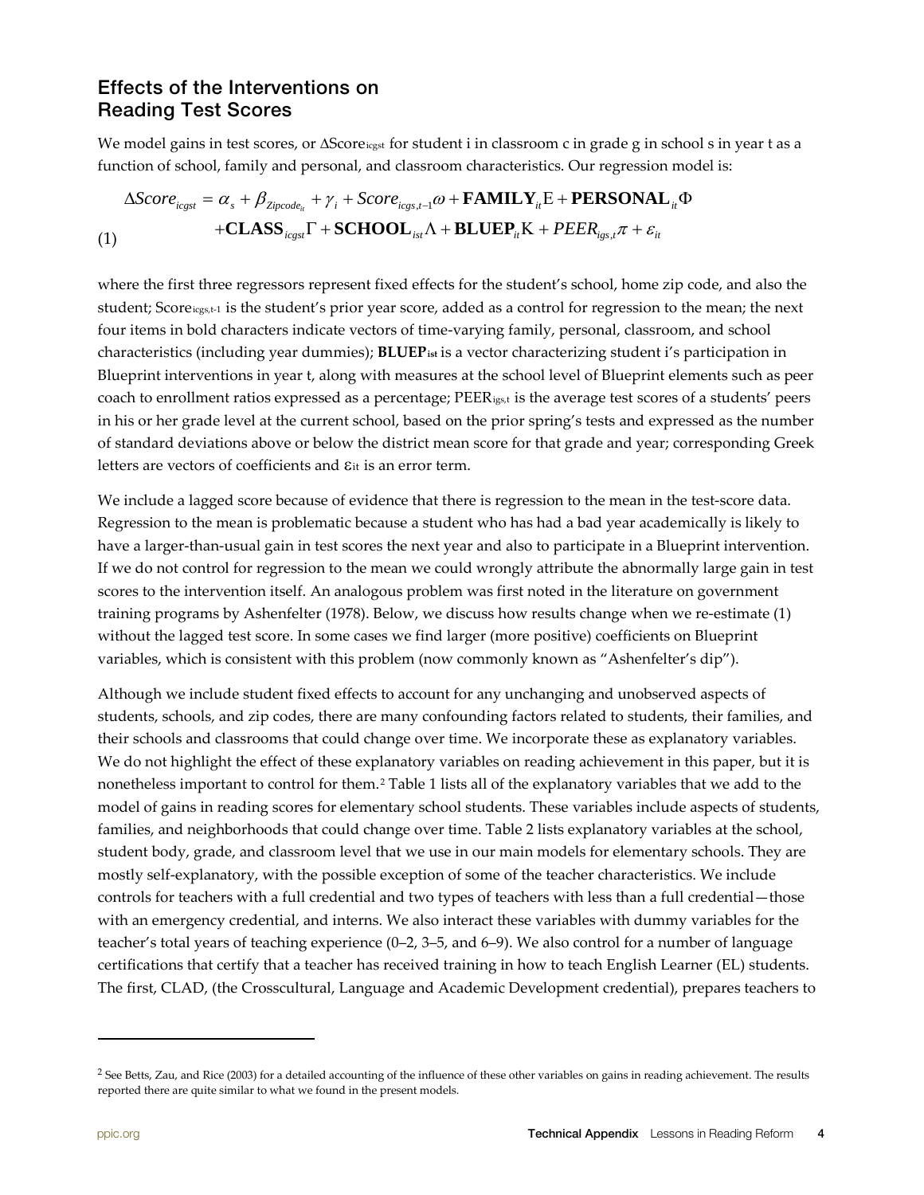## Effects of the Interventions on Reading Test Scores

We model gains in test scores, or $\Delta Score_{icgst}$ for student i in classroom c in grade g in school s in year t as a function of school, family and personal, and classroom characteristics. Our regression model is:

$$\Delta Score_{icgst} = \alpha_s + \beta_{Zipcode_{it}} + \gamma_i + Score_{icgs,t-1}\omega + \mathbf{FAMILY}_{it}\mathrm{E} + \mathbf{PERSONAL}_{it}\Phi$$
$$+\mathbf{CLASS}_{icgst}\Gamma + \mathbf{SCHOOL}_{ist}\Lambda + \mathbf{BLUEP}_{it}\mathrm{K} + PEER_{igs,t}\pi + \varepsilon_{it} \qquad (1)$$

where the first three regressors represent fixed effects for the student's school, home zip code, and also the student; $Score_{icgs,t-1}$ is the student's prior year score, added as a control for regression to the mean; the next four items in bold characters indicate vectors of time-varying family, personal, classroom, and school characteristics (including year dummies); $\mathbf{BLUEP}_{ist}$ is a vector characterizing student i's participation in Blueprint interventions in year t, along with measures at the school level of Blueprint elements such as peer coach to enrollment ratios expressed as a percentage; $PEER_{igs,t}$ is the average test scores of a students' peers in his or her grade level at the current school, based on the prior spring's tests and expressed as the number of standard deviations above or below the district mean score for that grade and year; corresponding Greek letters are vectors of coefficients and $\varepsilon_{it}$ is an error term.

We include a lagged score because of evidence that there is regression to the mean in the test-score data. Regression to the mean is problematic because a student who has had a bad year academically is likely to have a larger-than-usual gain in test scores the next year and also to participate in a Blueprint intervention. If we do not control for regression to the mean we could wrongly attribute the abnormally large gain in test scores to the intervention itself. An analogous problem was first noted in the literature on government training programs by Ashenfelter (1978). Below, we discuss how results change when we re-estimate (1) without the lagged test score. In some cases we find larger (more positive) coefficients on Blueprint variables, which is consistent with this problem (now commonly known as "Ashenfelter's dip").

Although we include student fixed effects to account for any unchanging and unobserved aspects of students, schools, and zip codes, there are many confounding factors related to students, their families, and their schools and classrooms that could change over time. We incorporate these as explanatory variables. We do not highlight the effect of these explanatory variables on reading achievement in this paper, but it is nonetheless important to control for them.[2] Table 1 lists all of the explanatory variables that we add to the model of gains in reading scores for elementary school students. These variables include aspects of students, families, and neighborhoods that could change over time. Table 2 lists explanatory variables at the school, student body, grade, and classroom level that we use in our main models for elementary schools. They are mostly self-explanatory, with the possible exception of some of the teacher characteristics. We include controls for teachers with a full credential and two types of teachers with less than a full credential—those with an emergency credential, and interns. We also interact these variables with dummy variables for the teacher's total years of teaching experience (0–2, 3–5, and 6–9). We also control for a number of language certifications that certify that a teacher has received training in how to teach English Learner (EL) students. The first, CLAD, (the Crosscultural, Language and Academic Development credential), prepares teachers to

[2] See Betts, Zau, and Rice (2003) for a detailed accounting of the influence of these other variables on gains in reading achievement. The results reported there are quite similar to what we found in the present models.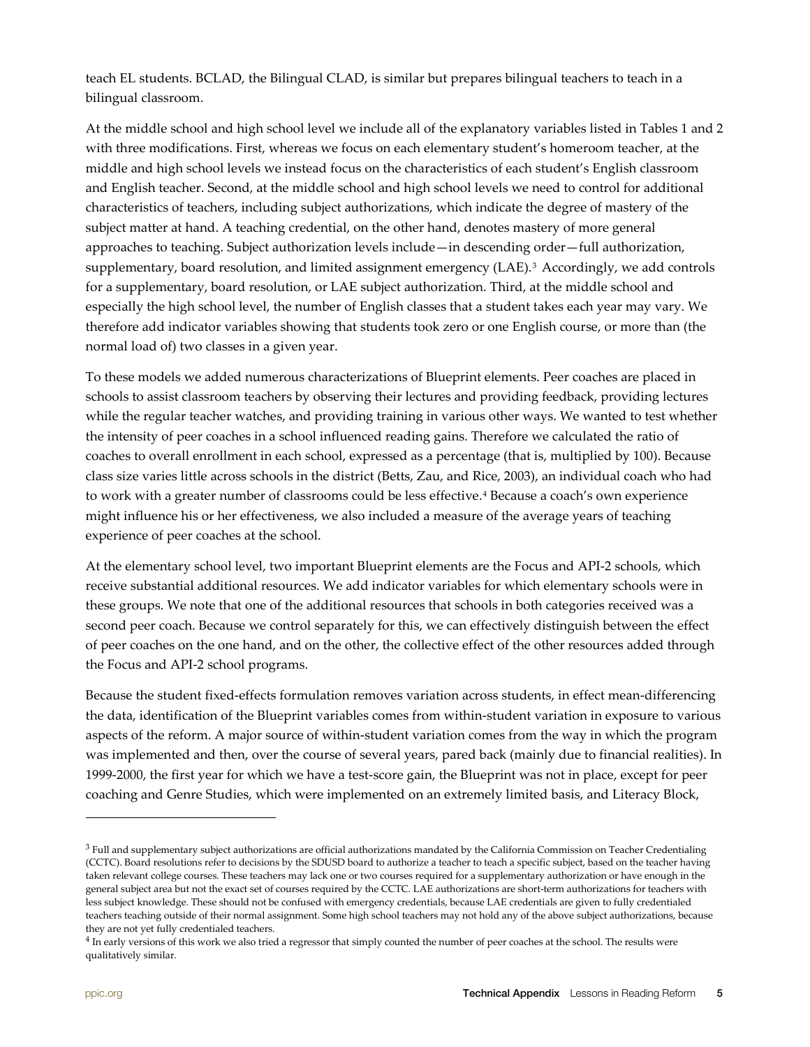teach EL students. BCLAD, the Bilingual CLAD, is similar but prepares bilingual teachers to teach in a bilingual classroom.

At the middle school and high school level we include all of the explanatory variables listed in Tables 1 and 2 with three modifications. First, whereas we focus on each elementary student's homeroom teacher, at the middle and high school levels we instead focus on the characteristics of each student's English classroom and English teacher. Second, at the middle school and high school levels we need to control for additional characteristics of teachers, including subject authorizations, which indicate the degree of mastery of the subject matter at hand. A teaching credential, on the other hand, denotes mastery of more general approaches to teaching. Subject authorization levels include—in descending order—full authorization, supplementary, board resolution, and limited assignment emergency (LAE).[3] Accordingly, we add controls for a supplementary, board resolution, or LAE subject authorization. Third, at the middle school and especially the high school level, the number of English classes that a student takes each year may vary. We therefore add indicator variables showing that students took zero or one English course, or more than (the normal load of) two classes in a given year.

To these models we added numerous characterizations of Blueprint elements. Peer coaches are placed in schools to assist classroom teachers by observing their lectures and providing feedback, providing lectures while the regular teacher watches, and providing training in various other ways. We wanted to test whether the intensity of peer coaches in a school influenced reading gains. Therefore we calculated the ratio of coaches to overall enrollment in each school, expressed as a percentage (that is, multiplied by 100). Because class size varies little across schools in the district (Betts, Zau, and Rice, 2003), an individual coach who had to work with a greater number of classrooms could be less effective.[4] Because a coach's own experience might influence his or her effectiveness, we also included a measure of the average years of teaching experience of peer coaches at the school.

At the elementary school level, two important Blueprint elements are the Focus and API-2 schools, which receive substantial additional resources. We add indicator variables for which elementary schools were in these groups. We note that one of the additional resources that schools in both categories received was a second peer coach. Because we control separately for this, we can effectively distinguish between the effect of peer coaches on the one hand, and on the other, the collective effect of the other resources added through the Focus and API-2 school programs.

Because the student fixed-effects formulation removes variation across students, in effect mean-differencing the data, identification of the Blueprint variables comes from within-student variation in exposure to various aspects of the reform. A major source of within-student variation comes from the way in which the program was implemented and then, over the course of several years, pared back (mainly due to financial realities). In 1999-2000, the first year for which we have a test-score gain, the Blueprint was not in place, except for peer coaching and Genre Studies, which were implemented on an extremely limited basis, and Literacy Block,

---

[3] Full and supplementary subject authorizations are official authorizations mandated by the California Commission on Teacher Credentialing (CCTC). Board resolutions refer to decisions by the SDUSD board to authorize a teacher to teach a specific subject, based on the teacher having taken relevant college courses. These teachers may lack one or two courses required for a supplementary authorization or have enough in the general subject area but not the exact set of courses required by the CCTC. LAE authorizations are short-term authorizations for teachers with less subject knowledge. These should not be confused with emergency credentials, because LAE credentials are given to fully credentialed teachers teaching outside of their normal assignment. Some high school teachers may not hold any of the above subject authorizations, because they are not yet fully credentialed teachers.

[4] In early versions of this work we also tried a regressor that simply counted the number of peer coaches at the school. The results were qualitatively similar.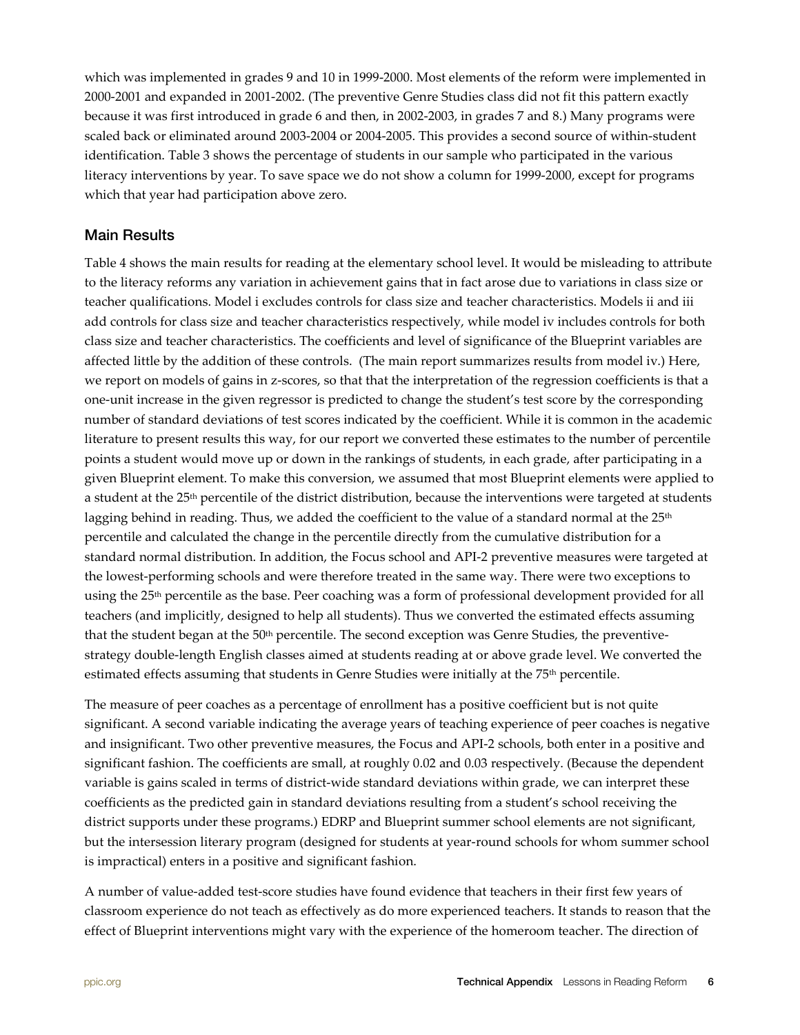which was implemented in grades 9 and 10 in 1999-2000. Most elements of the reform were implemented in 2000-2001 and expanded in 2001-2002. (The preventive Genre Studies class did not fit this pattern exactly because it was first introduced in grade 6 and then, in 2002-2003, in grades 7 and 8.) Many programs were scaled back or eliminated around 2003-2004 or 2004-2005. This provides a second source of within-student identification. Table 3 shows the percentage of students in our sample who participated in the various literacy interventions by year. To save space we do not show a column for 1999-2000, except for programs which that year had participation above zero.

## Main Results

Table 4 shows the main results for reading at the elementary school level. It would be misleading to attribute to the literacy reforms any variation in achievement gains that in fact arose due to variations in class size or teacher qualifications. Model i excludes controls for class size and teacher characteristics. Models ii and iii add controls for class size and teacher characteristics respectively, while model iv includes controls for both class size and teacher characteristics. The coefficients and level of significance of the Blueprint variables are affected little by the addition of these controls. (The main report summarizes results from model iv.) Here, we report on models of gains in z-scores, so that that the interpretation of the regression coefficients is that a one-unit increase in the given regressor is predicted to change the student's test score by the corresponding number of standard deviations of test scores indicated by the coefficient. While it is common in the academic literature to present results this way, for our report we converted these estimates to the number of percentile points a student would move up or down in the rankings of students, in each grade, after participating in a given Blueprint element. To make this conversion, we assumed that most Blueprint elements were applied to a student at the 25th percentile of the district distribution, because the interventions were targeted at students lagging behind in reading. Thus, we added the coefficient to the value of a standard normal at the 25th percentile and calculated the change in the percentile directly from the cumulative distribution for a standard normal distribution. In addition, the Focus school and API-2 preventive measures were targeted at the lowest-performing schools and were therefore treated in the same way. There were two exceptions to using the 25th percentile as the base. Peer coaching was a form of professional development provided for all teachers (and implicitly, designed to help all students). Thus we converted the estimated effects assuming that the student began at the 50th percentile. The second exception was Genre Studies, the preventive-strategy double-length English classes aimed at students reading at or above grade level. We converted the estimated effects assuming that students in Genre Studies were initially at the 75th percentile.

The measure of peer coaches as a percentage of enrollment has a positive coefficient but is not quite significant. A second variable indicating the average years of teaching experience of peer coaches is negative and insignificant. Two other preventive measures, the Focus and API-2 schools, both enter in a positive and significant fashion. The coefficients are small, at roughly 0.02 and 0.03 respectively. (Because the dependent variable is gains scaled in terms of district-wide standard deviations within grade, we can interpret these coefficients as the predicted gain in standard deviations resulting from a student's school receiving the district supports under these programs.) EDRP and Blueprint summer school elements are not significant, but the intersession literary program (designed for students at year-round schools for whom summer school is impractical) enters in a positive and significant fashion.

A number of value-added test-score studies have found evidence that teachers in their first few years of classroom experience do not teach as effectively as do more experienced teachers. It stands to reason that the effect of Blueprint interventions might vary with the experience of the homeroom teacher. The direction of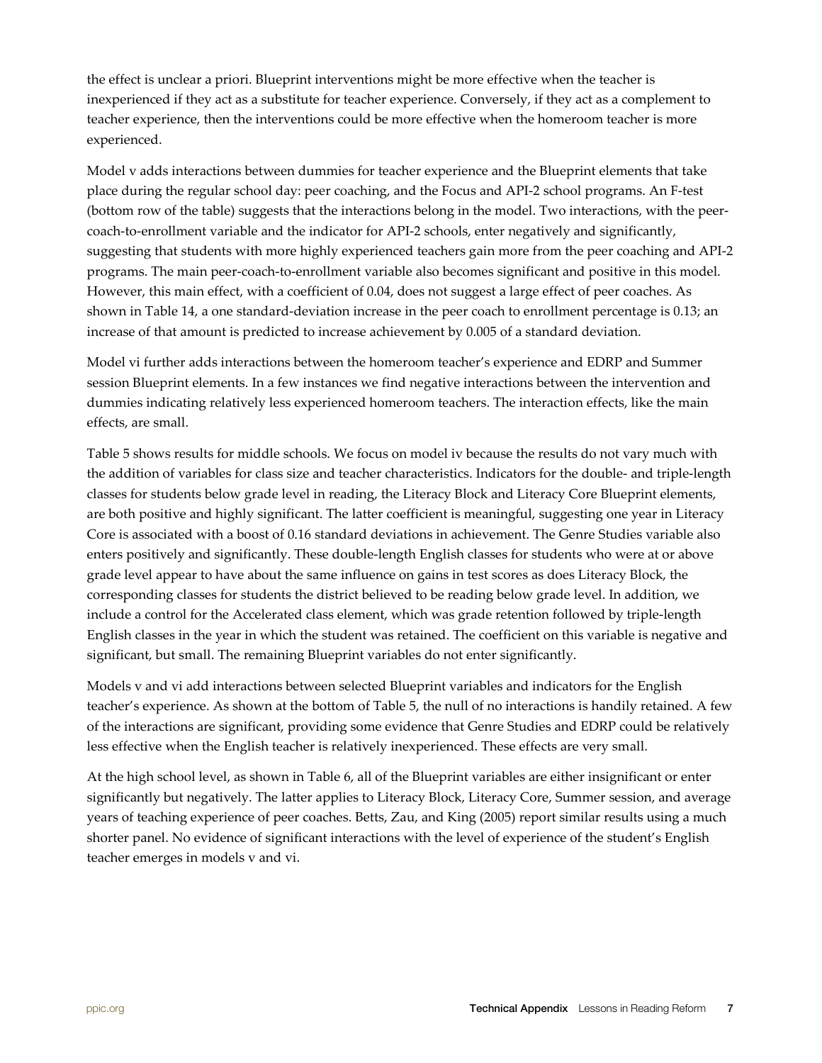the effect is unclear a priori. Blueprint interventions might be more effective when the teacher is inexperienced if they act as a substitute for teacher experience. Conversely, if they act as a complement to teacher experience, then the interventions could be more effective when the homeroom teacher is more experienced.

Model v adds interactions between dummies for teacher experience and the Blueprint elements that take place during the regular school day: peer coaching, and the Focus and API-2 school programs. An F-test (bottom row of the table) suggests that the interactions belong in the model. Two interactions, with the peer-coach-to-enrollment variable and the indicator for API-2 schools, enter negatively and significantly, suggesting that students with more highly experienced teachers gain more from the peer coaching and API-2 programs. The main peer-coach-to-enrollment variable also becomes significant and positive in this model. However, this main effect, with a coefficient of 0.04, does not suggest a large effect of peer coaches. As shown in Table 14, a one standard-deviation increase in the peer coach to enrollment percentage is 0.13; an increase of that amount is predicted to increase achievement by 0.005 of a standard deviation.

Model vi further adds interactions between the homeroom teacher's experience and EDRP and Summer session Blueprint elements. In a few instances we find negative interactions between the intervention and dummies indicating relatively less experienced homeroom teachers. The interaction effects, like the main effects, are small.

Table 5 shows results for middle schools. We focus on model iv because the results do not vary much with the addition of variables for class size and teacher characteristics. Indicators for the double- and triple-length classes for students below grade level in reading, the Literacy Block and Literacy Core Blueprint elements, are both positive and highly significant. The latter coefficient is meaningful, suggesting one year in Literacy Core is associated with a boost of 0.16 standard deviations in achievement. The Genre Studies variable also enters positively and significantly. These double-length English classes for students who were at or above grade level appear to have about the same influence on gains in test scores as does Literacy Block, the corresponding classes for students the district believed to be reading below grade level. In addition, we include a control for the Accelerated class element, which was grade retention followed by triple-length English classes in the year in which the student was retained. The coefficient on this variable is negative and significant, but small. The remaining Blueprint variables do not enter significantly.

Models v and vi add interactions between selected Blueprint variables and indicators for the English teacher's experience. As shown at the bottom of Table 5, the null of no interactions is handily retained. A few of the interactions are significant, providing some evidence that Genre Studies and EDRP could be relatively less effective when the English teacher is relatively inexperienced. These effects are very small.

At the high school level, as shown in Table 6, all of the Blueprint variables are either insignificant or enter significantly but negatively. The latter applies to Literacy Block, Literacy Core, Summer session, and average years of teaching experience of peer coaches. Betts, Zau, and King (2005) report similar results using a much shorter panel. No evidence of significant interactions with the level of experience of the student's English teacher emerges in models v and vi.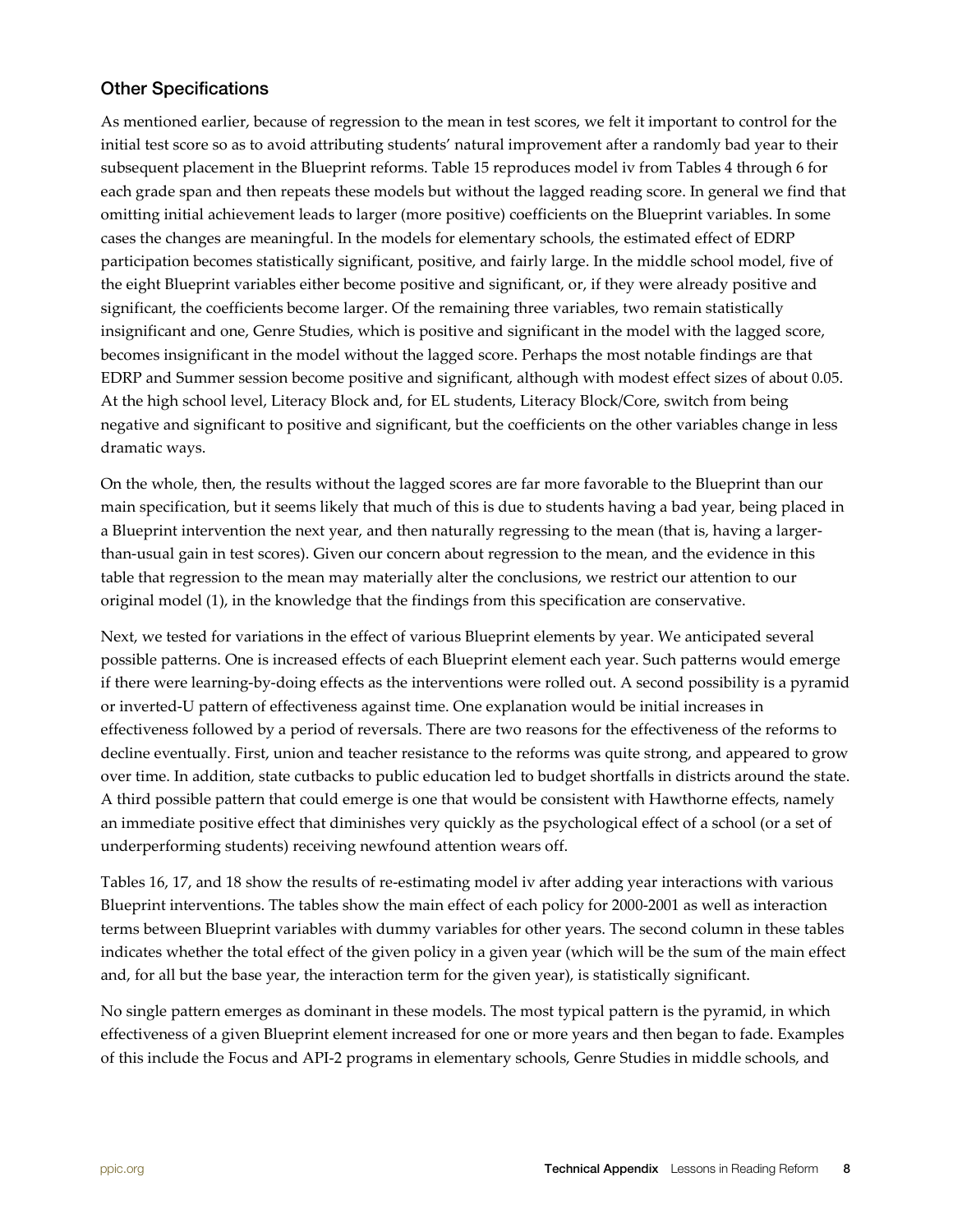### Other Specifications

As mentioned earlier, because of regression to the mean in test scores, we felt it important to control for the initial test score so as to avoid attributing students' natural improvement after a randomly bad year to their subsequent placement in the Blueprint reforms. Table 15 reproduces model iv from Tables 4 through 6 for each grade span and then repeats these models but without the lagged reading score. In general we find that omitting initial achievement leads to larger (more positive) coefficients on the Blueprint variables. In some cases the changes are meaningful. In the models for elementary schools, the estimated effect of EDRP participation becomes statistically significant, positive, and fairly large. In the middle school model, five of the eight Blueprint variables either become positive and significant, or, if they were already positive and significant, the coefficients become larger. Of the remaining three variables, two remain statistically insignificant and one, Genre Studies, which is positive and significant in the model with the lagged score, becomes insignificant in the model without the lagged score. Perhaps the most notable findings are that EDRP and Summer session become positive and significant, although with modest effect sizes of about 0.05. At the high school level, Literacy Block and, for EL students, Literacy Block/Core, switch from being negative and significant to positive and significant, but the coefficients on the other variables change in less dramatic ways.

On the whole, then, the results without the lagged scores are far more favorable to the Blueprint than our main specification, but it seems likely that much of this is due to students having a bad year, being placed in a Blueprint intervention the next year, and then naturally regressing to the mean (that is, having a larger-than-usual gain in test scores). Given our concern about regression to the mean, and the evidence in this table that regression to the mean may materially alter the conclusions, we restrict our attention to our original model (1), in the knowledge that the findings from this specification are conservative.

Next, we tested for variations in the effect of various Blueprint elements by year. We anticipated several possible patterns. One is increased effects of each Blueprint element each year. Such patterns would emerge if there were learning-by-doing effects as the interventions were rolled out. A second possibility is a pyramid or inverted-U pattern of effectiveness against time. One explanation would be initial increases in effectiveness followed by a period of reversals. There are two reasons for the effectiveness of the reforms to decline eventually. First, union and teacher resistance to the reforms was quite strong, and appeared to grow over time. In addition, state cutbacks to public education led to budget shortfalls in districts around the state. A third possible pattern that could emerge is one that would be consistent with Hawthorne effects, namely an immediate positive effect that diminishes very quickly as the psychological effect of a school (or a set of underperforming students) receiving newfound attention wears off.

Tables 16, 17, and 18 show the results of re-estimating model iv after adding year interactions with various Blueprint interventions. The tables show the main effect of each policy for 2000-2001 as well as interaction terms between Blueprint variables with dummy variables for other years. The second column in these tables indicates whether the total effect of the given policy in a given year (which will be the sum of the main effect and, for all but the base year, the interaction term for the given year), is statistically significant.

No single pattern emerges as dominant in these models. The most typical pattern is the pyramid, in which effectiveness of a given Blueprint element increased for one or more years and then began to fade. Examples of this include the Focus and API-2 programs in elementary schools, Genre Studies in middle schools, and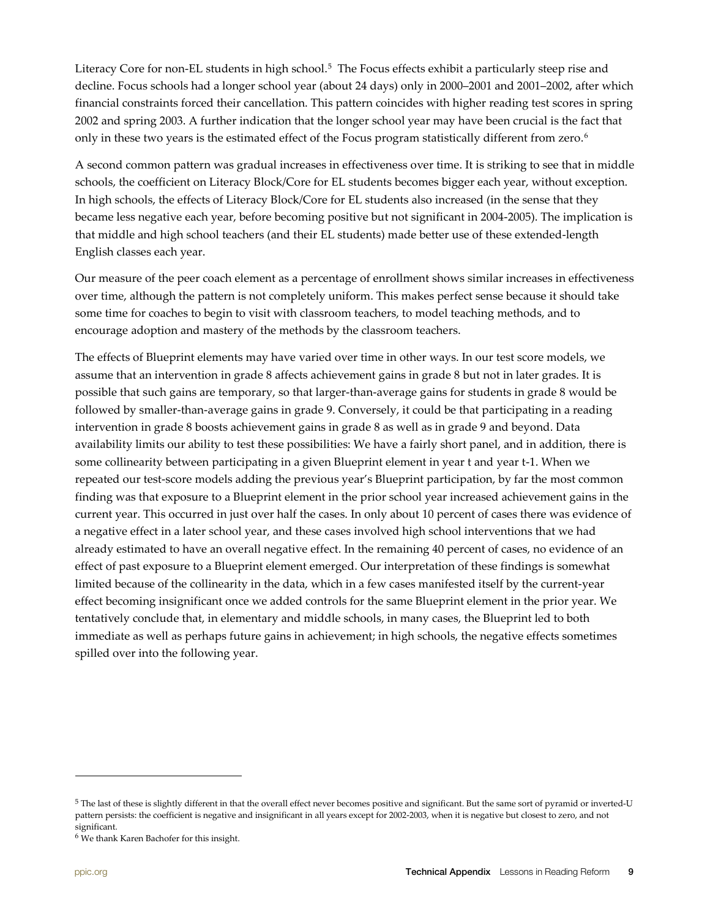Literacy Core for non-EL students in high school.[5] The Focus effects exhibit a particularly steep rise and decline. Focus schools had a longer school year (about 24 days) only in 2000–2001 and 2001–2002, after which financial constraints forced their cancellation. This pattern coincides with higher reading test scores in spring 2002 and spring 2003. A further indication that the longer school year may have been crucial is the fact that only in these two years is the estimated effect of the Focus program statistically different from zero.[6]

A second common pattern was gradual increases in effectiveness over time. It is striking to see that in middle schools, the coefficient on Literacy Block/Core for EL students becomes bigger each year, without exception. In high schools, the effects of Literacy Block/Core for EL students also increased (in the sense that they became less negative each year, before becoming positive but not significant in 2004-2005). The implication is that middle and high school teachers (and their EL students) made better use of these extended-length English classes each year.

Our measure of the peer coach element as a percentage of enrollment shows similar increases in effectiveness over time, although the pattern is not completely uniform. This makes perfect sense because it should take some time for coaches to begin to visit with classroom teachers, to model teaching methods, and to encourage adoption and mastery of the methods by the classroom teachers.

The effects of Blueprint elements may have varied over time in other ways. In our test score models, we assume that an intervention in grade 8 affects achievement gains in grade 8 but not in later grades. It is possible that such gains are temporary, so that larger-than-average gains for students in grade 8 would be followed by smaller-than-average gains in grade 9. Conversely, it could be that participating in a reading intervention in grade 8 boosts achievement gains in grade 8 as well as in grade 9 and beyond. Data availability limits our ability to test these possibilities: We have a fairly short panel, and in addition, there is some collinearity between participating in a given Blueprint element in year t and year t-1. When we repeated our test-score models adding the previous year's Blueprint participation, by far the most common finding was that exposure to a Blueprint element in the prior school year increased achievement gains in the current year. This occurred in just over half the cases. In only about 10 percent of cases there was evidence of a negative effect in a later school year, and these cases involved high school interventions that we had already estimated to have an overall negative effect. In the remaining 40 percent of cases, no evidence of an effect of past exposure to a Blueprint element emerged. Our interpretation of these findings is somewhat limited because of the collinearity in the data, which in a few cases manifested itself by the current-year effect becoming insignificant once we added controls for the same Blueprint element in the prior year. We tentatively conclude that, in elementary and middle schools, in many cases, the Blueprint led to both immediate as well as perhaps future gains in achievement; in high schools, the negative effects sometimes spilled over into the following year.

---

[5] The last of these is slightly different in that the overall effect never becomes positive and significant. But the same sort of pyramid or inverted-U pattern persists: the coefficient is negative and insignificant in all years except for 2002-2003, when it is negative but closest to zero, and not significant.

[6] We thank Karen Bachofer for this insight.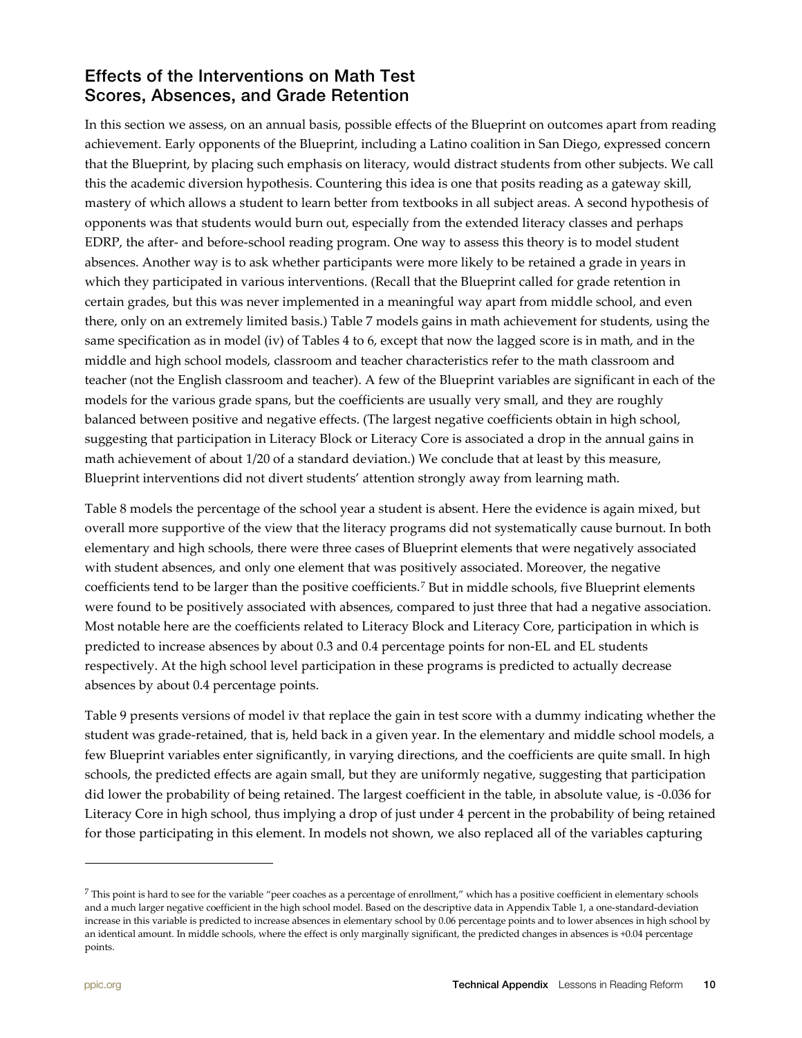## Effects of the Interventions on Math Test Scores, Absences, and Grade Retention

In this section we assess, on an annual basis, possible effects of the Blueprint on outcomes apart from reading achievement. Early opponents of the Blueprint, including a Latino coalition in San Diego, expressed concern that the Blueprint, by placing such emphasis on literacy, would distract students from other subjects. We call this the academic diversion hypothesis. Countering this idea is one that posits reading as a gateway skill, mastery of which allows a student to learn better from textbooks in all subject areas. A second hypothesis of opponents was that students would burn out, especially from the extended literacy classes and perhaps EDRP, the after- and before-school reading program. One way to assess this theory is to model student absences. Another way is to ask whether participants were more likely to be retained a grade in years in which they participated in various interventions. (Recall that the Blueprint called for grade retention in certain grades, but this was never implemented in a meaningful way apart from middle school, and even there, only on an extremely limited basis.) Table 7 models gains in math achievement for students, using the same specification as in model (iv) of Tables 4 to 6, except that now the lagged score is in math, and in the middle and high school models, classroom and teacher characteristics refer to the math classroom and teacher (not the English classroom and teacher). A few of the Blueprint variables are significant in each of the models for the various grade spans, but the coefficients are usually very small, and they are roughly balanced between positive and negative effects. (The largest negative coefficients obtain in high school, suggesting that participation in Literacy Block or Literacy Core is associated a drop in the annual gains in math achievement of about 1/20 of a standard deviation.) We conclude that at least by this measure, Blueprint interventions did not divert students' attention strongly away from learning math.

Table 8 models the percentage of the school year a student is absent. Here the evidence is again mixed, but overall more supportive of the view that the literacy programs did not systematically cause burnout. In both elementary and high schools, there were three cases of Blueprint elements that were negatively associated with student absences, and only one element that was positively associated. Moreover, the negative coefficients tend to be larger than the positive coefficients.[7] But in middle schools, five Blueprint elements were found to be positively associated with absences, compared to just three that had a negative association. Most notable here are the coefficients related to Literacy Block and Literacy Core, participation in which is predicted to increase absences by about 0.3 and 0.4 percentage points for non-EL and EL students respectively. At the high school level participation in these programs is predicted to actually decrease absences by about 0.4 percentage points.

Table 9 presents versions of model iv that replace the gain in test score with a dummy indicating whether the student was grade-retained, that is, held back in a given year. In the elementary and middle school models, a few Blueprint variables enter significantly, in varying directions, and the coefficients are quite small. In high schools, the predicted effects are again small, but they are uniformly negative, suggesting that participation did lower the probability of being retained. The largest coefficient in the table, in absolute value, is -0.036 for Literacy Core in high school, thus implying a drop of just under 4 percent in the probability of being retained for those participating in this element. In models not shown, we also replaced all of the variables capturing

---

[7] This point is hard to see for the variable "peer coaches as a percentage of enrollment," which has a positive coefficient in elementary schools and a much larger negative coefficient in the high school model. Based on the descriptive data in Appendix Table 1, a one-standard-deviation increase in this variable is predicted to increase absences in elementary school by 0.06 percentage points and to lower absences in high school by an identical amount. In middle schools, where the effect is only marginally significant, the predicted changes in absences is +0.04 percentage points.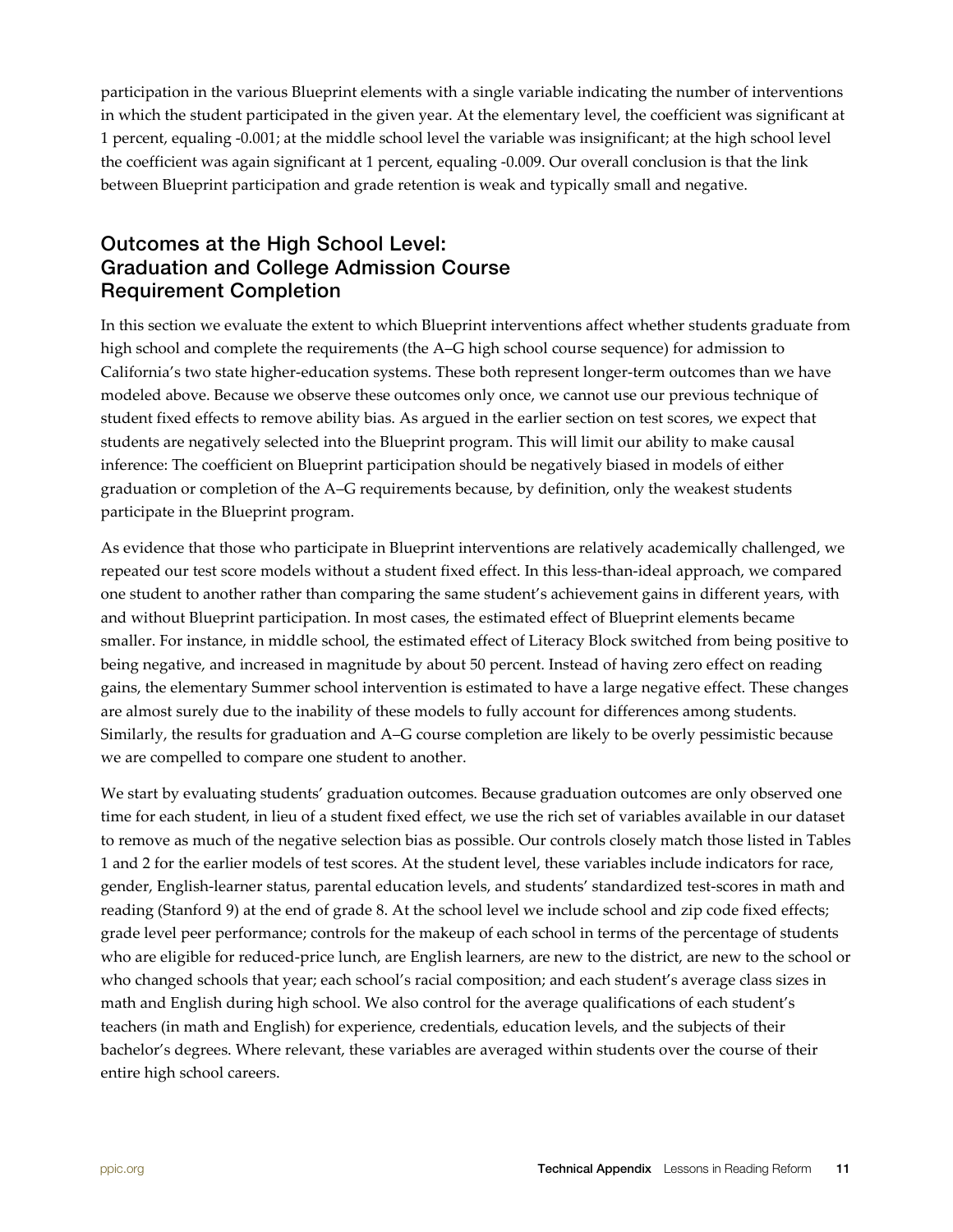participation in the various Blueprint elements with a single variable indicating the number of interventions in which the student participated in the given year. At the elementary level, the coefficient was significant at 1 percent, equaling -0.001; at the middle school level the variable was insignificant; at the high school level the coefficient was again significant at 1 percent, equaling -0.009. Our overall conclusion is that the link between Blueprint participation and grade retention is weak and typically small and negative.

## Outcomes at the High School Level: Graduation and College Admission Course Requirement Completion

In this section we evaluate the extent to which Blueprint interventions affect whether students graduate from high school and complete the requirements (the A–G high school course sequence) for admission to California's two state higher-education systems. These both represent longer-term outcomes than we have modeled above. Because we observe these outcomes only once, we cannot use our previous technique of student fixed effects to remove ability bias. As argued in the earlier section on test scores, we expect that students are negatively selected into the Blueprint program. This will limit our ability to make causal inference: The coefficient on Blueprint participation should be negatively biased in models of either graduation or completion of the A–G requirements because, by definition, only the weakest students participate in the Blueprint program.

As evidence that those who participate in Blueprint interventions are relatively academically challenged, we repeated our test score models without a student fixed effect. In this less-than-ideal approach, we compared one student to another rather than comparing the same student's achievement gains in different years, with and without Blueprint participation. In most cases, the estimated effect of Blueprint elements became smaller. For instance, in middle school, the estimated effect of Literacy Block switched from being positive to being negative, and increased in magnitude by about 50 percent. Instead of having zero effect on reading gains, the elementary Summer school intervention is estimated to have a large negative effect. These changes are almost surely due to the inability of these models to fully account for differences among students. Similarly, the results for graduation and A–G course completion are likely to be overly pessimistic because we are compelled to compare one student to another.

We start by evaluating students' graduation outcomes. Because graduation outcomes are only observed one time for each student, in lieu of a student fixed effect, we use the rich set of variables available in our dataset to remove as much of the negative selection bias as possible. Our controls closely match those listed in Tables 1 and 2 for the earlier models of test scores. At the student level, these variables include indicators for race, gender, English-learner status, parental education levels, and students' standardized test-scores in math and reading (Stanford 9) at the end of grade 8. At the school level we include school and zip code fixed effects; grade level peer performance; controls for the makeup of each school in terms of the percentage of students who are eligible for reduced-price lunch, are English learners, are new to the district, are new to the school or who changed schools that year; each school's racial composition; and each student's average class sizes in math and English during high school. We also control for the average qualifications of each student's teachers (in math and English) for experience, credentials, education levels, and the subjects of their bachelor's degrees. Where relevant, these variables are averaged within students over the course of their entire high school careers.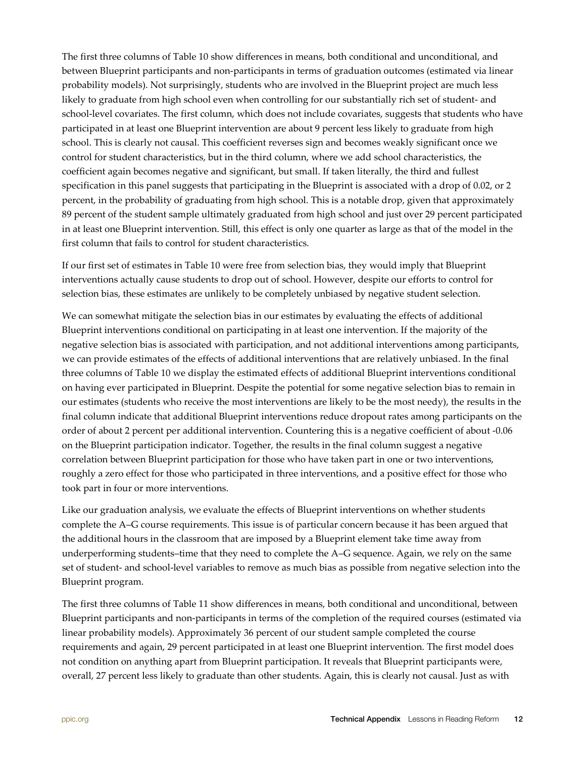The first three columns of Table 10 show differences in means, both conditional and unconditional, and between Blueprint participants and non-participants in terms of graduation outcomes (estimated via linear probability models). Not surprisingly, students who are involved in the Blueprint project are much less likely to graduate from high school even when controlling for our substantially rich set of student- and school-level covariates. The first column, which does not include covariates, suggests that students who have participated in at least one Blueprint intervention are about 9 percent less likely to graduate from high school. This is clearly not causal. This coefficient reverses sign and becomes weakly significant once we control for student characteristics, but in the third column, where we add school characteristics, the coefficient again becomes negative and significant, but small. If taken literally, the third and fullest specification in this panel suggests that participating in the Blueprint is associated with a drop of 0.02, or 2 percent, in the probability of graduating from high school. This is a notable drop, given that approximately 89 percent of the student sample ultimately graduated from high school and just over 29 percent participated in at least one Blueprint intervention. Still, this effect is only one quarter as large as that of the model in the first column that fails to control for student characteristics.

If our first set of estimates in Table 10 were free from selection bias, they would imply that Blueprint interventions actually cause students to drop out of school. However, despite our efforts to control for selection bias, these estimates are unlikely to be completely unbiased by negative student selection.

We can somewhat mitigate the selection bias in our estimates by evaluating the effects of additional Blueprint interventions conditional on participating in at least one intervention. If the majority of the negative selection bias is associated with participation, and not additional interventions among participants, we can provide estimates of the effects of additional interventions that are relatively unbiased. In the final three columns of Table 10 we display the estimated effects of additional Blueprint interventions conditional on having ever participated in Blueprint. Despite the potential for some negative selection bias to remain in our estimates (students who receive the most interventions are likely to be the most needy), the results in the final column indicate that additional Blueprint interventions reduce dropout rates among participants on the order of about 2 percent per additional intervention. Countering this is a negative coefficient of about -0.06 on the Blueprint participation indicator. Together, the results in the final column suggest a negative correlation between Blueprint participation for those who have taken part in one or two interventions, roughly a zero effect for those who participated in three interventions, and a positive effect for those who took part in four or more interventions.

Like our graduation analysis, we evaluate the effects of Blueprint interventions on whether students complete the A–G course requirements. This issue is of particular concern because it has been argued that the additional hours in the classroom that are imposed by a Blueprint element take time away from underperforming students–time that they need to complete the A–G sequence. Again, we rely on the same set of student- and school-level variables to remove as much bias as possible from negative selection into the Blueprint program.

The first three columns of Table 11 show differences in means, both conditional and unconditional, between Blueprint participants and non-participants in terms of the completion of the required courses (estimated via linear probability models). Approximately 36 percent of our student sample completed the course requirements and again, 29 percent participated in at least one Blueprint intervention. The first model does not condition on anything apart from Blueprint participation. It reveals that Blueprint participants were, overall, 27 percent less likely to graduate than other students. Again, this is clearly not causal. Just as with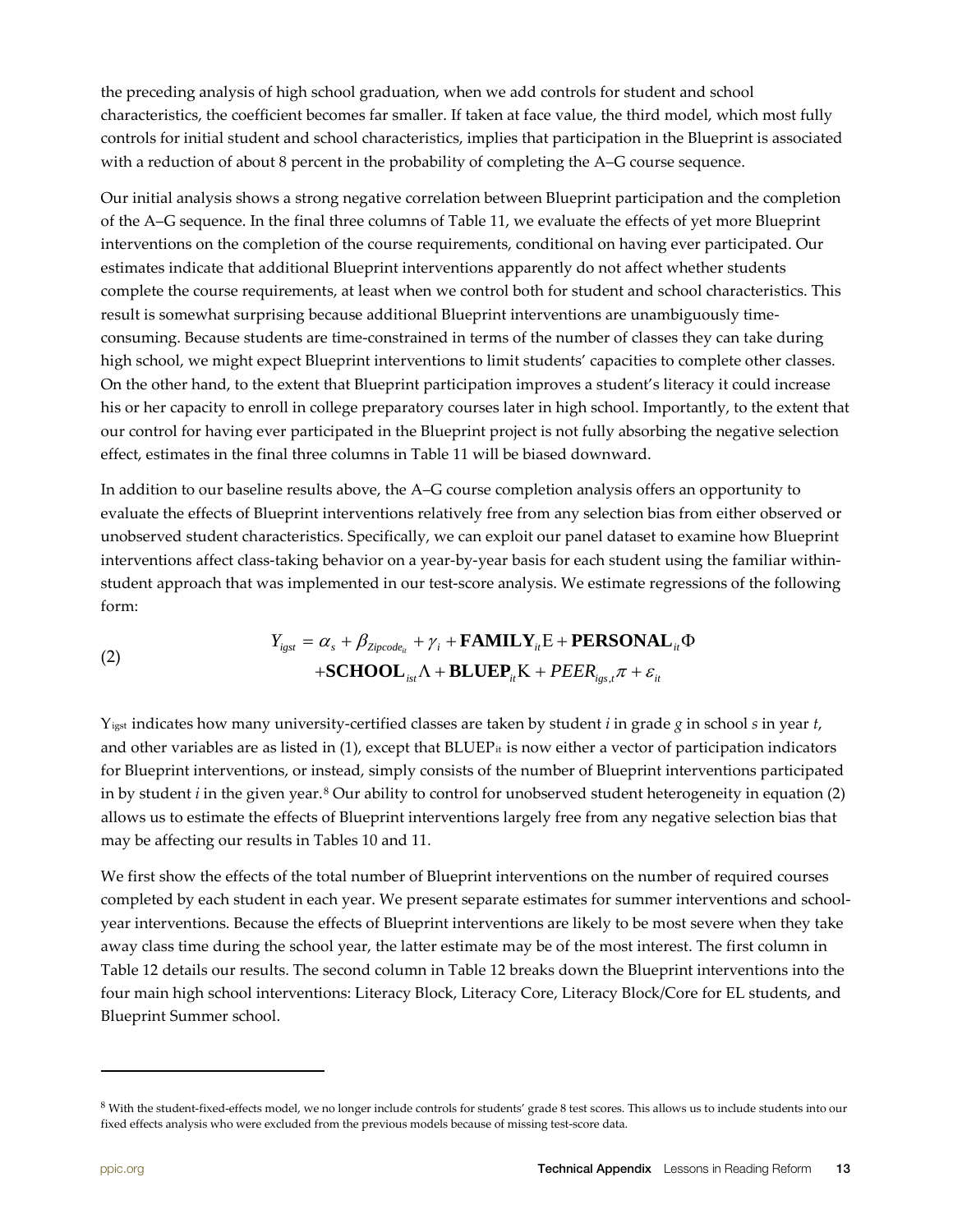the preceding analysis of high school graduation, when we add controls for student and school characteristics, the coefficient becomes far smaller. If taken at face value, the third model, which most fully controls for initial student and school characteristics, implies that participation in the Blueprint is associated with a reduction of about 8 percent in the probability of completing the A–G course sequence.

Our initial analysis shows a strong negative correlation between Blueprint participation and the completion of the A–G sequence. In the final three columns of Table 11, we evaluate the effects of yet more Blueprint interventions on the completion of the course requirements, conditional on having ever participated. Our estimates indicate that additional Blueprint interventions apparently do not affect whether students complete the course requirements, at least when we control both for student and school characteristics. This result is somewhat surprising because additional Blueprint interventions are unambiguously time-consuming. Because students are time-constrained in terms of the number of classes they can take during high school, we might expect Blueprint interventions to limit students' capacities to complete other classes. On the other hand, to the extent that Blueprint participation improves a student's literacy it could increase his or her capacity to enroll in college preparatory courses later in high school. Importantly, to the extent that our control for having ever participated in the Blueprint project is not fully absorbing the negative selection effect, estimates in the final three columns in Table 11 will be biased downward.

In addition to our baseline results above, the A–G course completion analysis offers an opportunity to evaluate the effects of Blueprint interventions relatively free from any selection bias from either observed or unobserved student characteristics. Specifically, we can exploit our panel dataset to examine how Blueprint interventions affect class-taking behavior on a year-by-year basis for each student using the familiar within-student approach that was implemented in our test-score analysis. We estimate regressions of the following form:

$$\text{(2)} \qquad \begin{aligned} Y_{igst} = {} & \alpha_s + \beta_{Zipcode_{it}} + \gamma_i + \mathbf{FAMILY}_{it}\mathrm{E} + \mathbf{PERSONAL}_{it}\Phi \\ & + \mathbf{SCHOOL}_{ist}\Lambda + \mathbf{BLUEP}_{it}\mathrm{K} + PEER_{igs,t}\pi + \varepsilon_{it} \end{aligned}$$

$Y_{igst}$ indicates how many university-certified classes are taken by student *i* in grade *g* in school *s* in year *t*, and other variables are as listed in (1), except that $BLUEP_{it}$ is now either a vector of participation indicators for Blueprint interventions, or instead, simply consists of the number of Blueprint interventions participated in by student *i* in the given year.[8] Our ability to control for unobserved student heterogeneity in equation (2) allows us to estimate the effects of Blueprint interventions largely free from any negative selection bias that may be affecting our results in Tables 10 and 11.

We first show the effects of the total number of Blueprint interventions on the number of required courses completed by each student in each year. We present separate estimates for summer interventions and school-year interventions. Because the effects of Blueprint interventions are likely to be most severe when they take away class time during the school year, the latter estimate may be of the most interest. The first column in Table 12 details our results. The second column in Table 12 breaks down the Blueprint interventions into the four main high school interventions: Literacy Block, Literacy Core, Literacy Block/Core for EL students, and Blueprint Summer school.

---

[8] With the student-fixed-effects model, we no longer include controls for students' grade 8 test scores. This allows us to include students into our fixed effects analysis who were excluded from the previous models because of missing test-score data.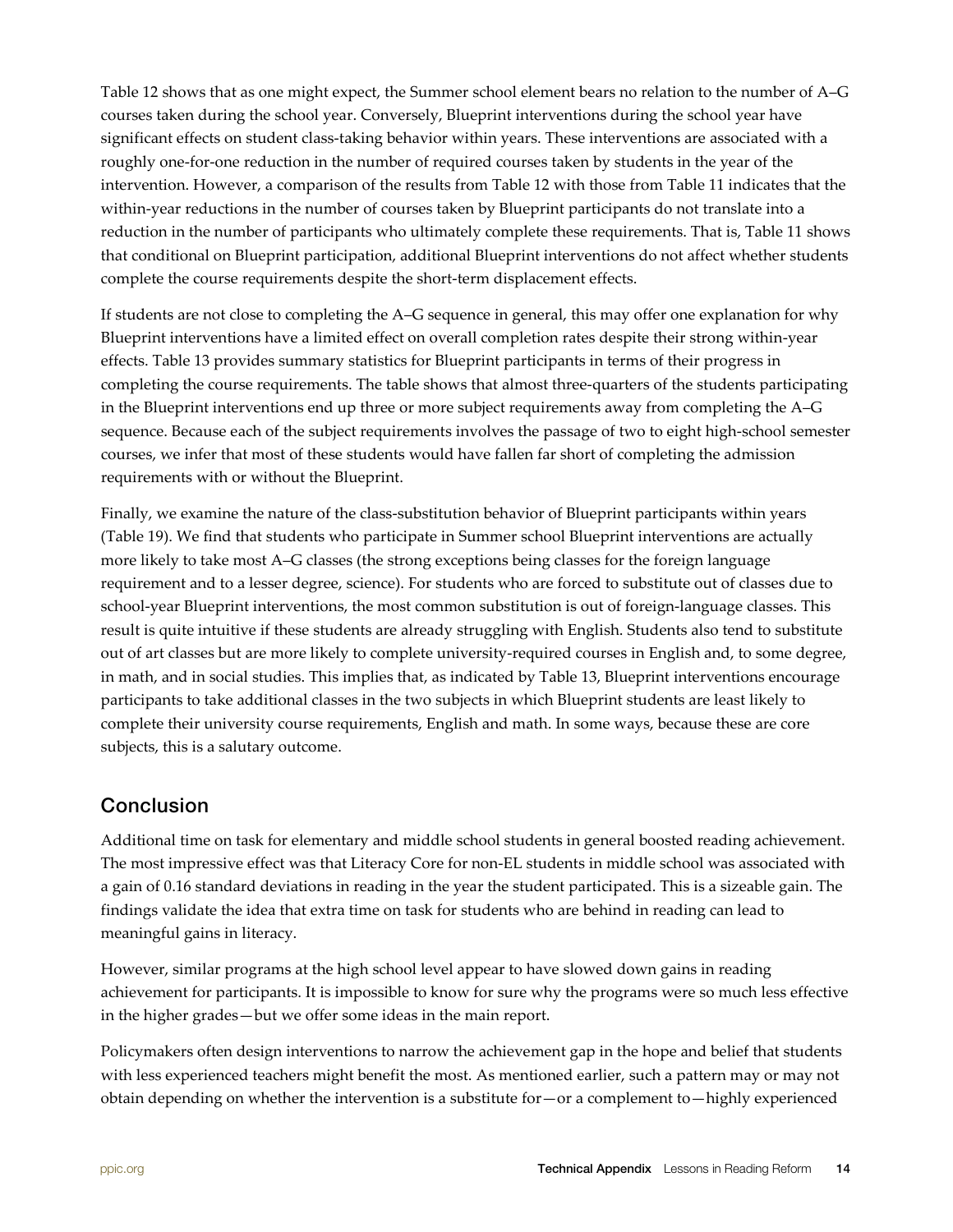Table 12 shows that as one might expect, the Summer school element bears no relation to the number of A–G courses taken during the school year. Conversely, Blueprint interventions during the school year have significant effects on student class-taking behavior within years. These interventions are associated with a roughly one-for-one reduction in the number of required courses taken by students in the year of the intervention. However, a comparison of the results from Table 12 with those from Table 11 indicates that the within-year reductions in the number of courses taken by Blueprint participants do not translate into a reduction in the number of participants who ultimately complete these requirements. That is, Table 11 shows that conditional on Blueprint participation, additional Blueprint interventions do not affect whether students complete the course requirements despite the short-term displacement effects.

If students are not close to completing the A–G sequence in general, this may offer one explanation for why Blueprint interventions have a limited effect on overall completion rates despite their strong within-year effects. Table 13 provides summary statistics for Blueprint participants in terms of their progress in completing the course requirements. The table shows that almost three-quarters of the students participating in the Blueprint interventions end up three or more subject requirements away from completing the A–G sequence. Because each of the subject requirements involves the passage of two to eight high-school semester courses, we infer that most of these students would have fallen far short of completing the admission requirements with or without the Blueprint.

Finally, we examine the nature of the class-substitution behavior of Blueprint participants within years (Table 19). We find that students who participate in Summer school Blueprint interventions are actually more likely to take most A–G classes (the strong exceptions being classes for the foreign language requirement and to a lesser degree, science). For students who are forced to substitute out of classes due to school-year Blueprint interventions, the most common substitution is out of foreign-language classes. This result is quite intuitive if these students are already struggling with English. Students also tend to substitute out of art classes but are more likely to complete university-required courses in English and, to some degree, in math, and in social studies. This implies that, as indicated by Table 13, Blueprint interventions encourage participants to take additional classes in the two subjects in which Blueprint students are least likely to complete their university course requirements, English and math. In some ways, because these are core subjects, this is a salutary outcome.

## Conclusion

Additional time on task for elementary and middle school students in general boosted reading achievement. The most impressive effect was that Literacy Core for non-EL students in middle school was associated with a gain of 0.16 standard deviations in reading in the year the student participated. This is a sizeable gain. The findings validate the idea that extra time on task for students who are behind in reading can lead to meaningful gains in literacy.

However, similar programs at the high school level appear to have slowed down gains in reading achievement for participants. It is impossible to know for sure why the programs were so much less effective in the higher grades—but we offer some ideas in the main report.

Policymakers often design interventions to narrow the achievement gap in the hope and belief that students with less experienced teachers might benefit the most. As mentioned earlier, such a pattern may or may not obtain depending on whether the intervention is a substitute for—or a complement to—highly experienced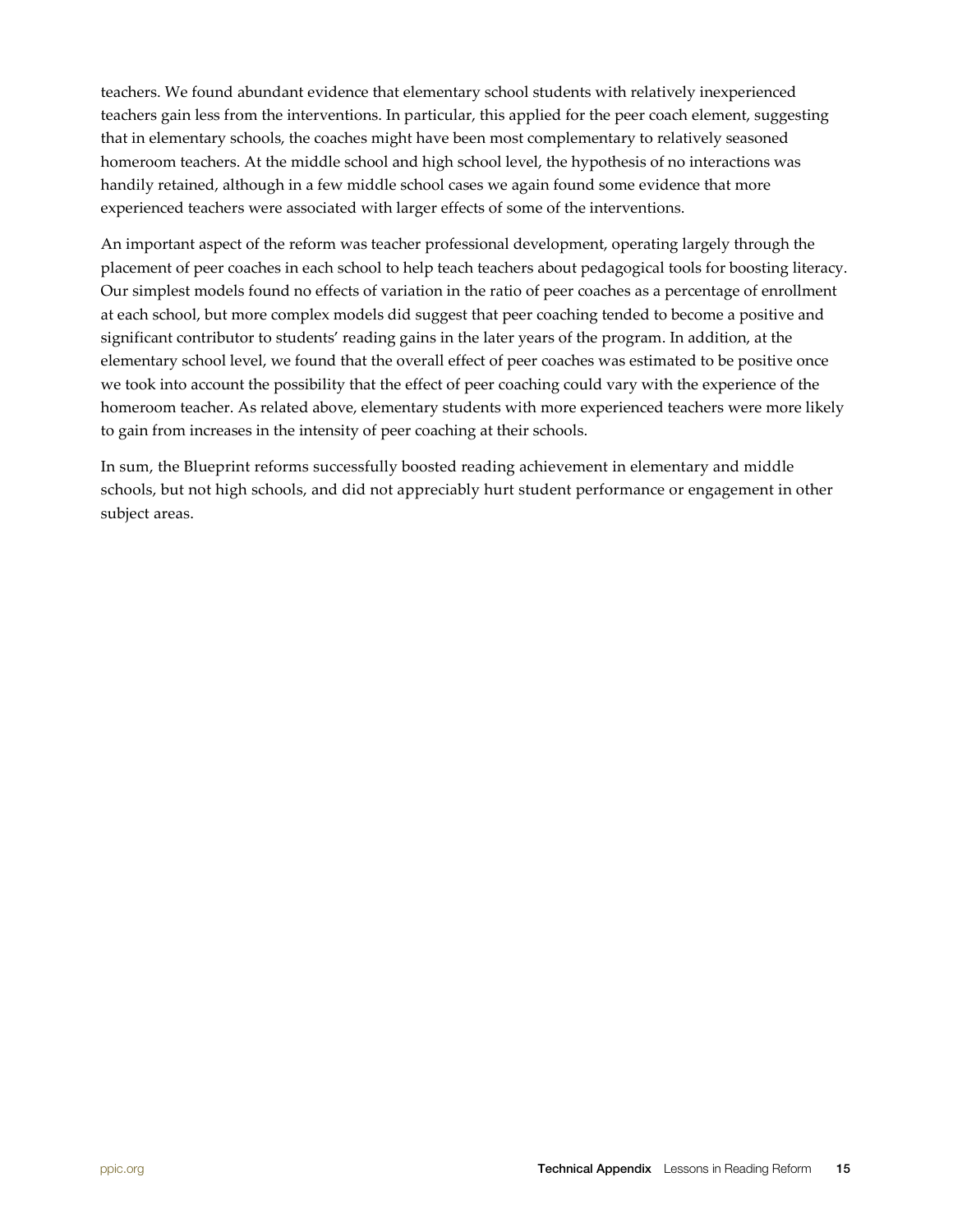teachers. We found abundant evidence that elementary school students with relatively inexperienced teachers gain less from the interventions. In particular, this applied for the peer coach element, suggesting that in elementary schools, the coaches might have been most complementary to relatively seasoned homeroom teachers. At the middle school and high school level, the hypothesis of no interactions was handily retained, although in a few middle school cases we again found some evidence that more experienced teachers were associated with larger effects of some of the interventions.

An important aspect of the reform was teacher professional development, operating largely through the placement of peer coaches in each school to help teach teachers about pedagogical tools for boosting literacy. Our simplest models found no effects of variation in the ratio of peer coaches as a percentage of enrollment at each school, but more complex models did suggest that peer coaching tended to become a positive and significant contributor to students' reading gains in the later years of the program. In addition, at the elementary school level, we found that the overall effect of peer coaches was estimated to be positive once we took into account the possibility that the effect of peer coaching could vary with the experience of the homeroom teacher. As related above, elementary students with more experienced teachers were more likely to gain from increases in the intensity of peer coaching at their schools.

In sum, the Blueprint reforms successfully boosted reading achievement in elementary and middle schools, but not high schools, and did not appreciably hurt student performance or engagement in other subject areas.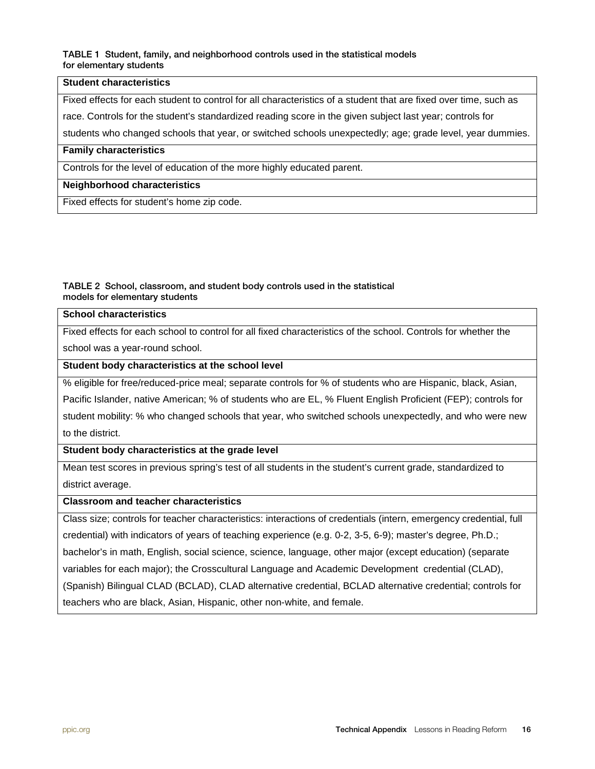TABLE 1 Student, family, and neighborhood controls used in the statistical models for elementary students

| Student characteristics |
| --- |
| Fixed effects for each student to control for all characteristics of a student that are fixed over time, such as race. Controls for the student's standardized reading score in the given subject last year; controls for students who changed schools that year, or switched schools unexpectedly; age; grade level, year dummies. |
| **Family characteristics** |
| Controls for the level of education of the more highly educated parent. |
| **Neighborhood characteristics** |
| Fixed effects for student's home zip code. |

TABLE 2 School, classroom, and student body controls used in the statistical models for elementary students

| School characteristics |
| --- |
| Fixed effects for each school to control for all fixed characteristics of the school. Controls for whether the school was a year-round school. |
| **Student body characteristics at the school level** |
| % eligible for free/reduced-price meal; separate controls for % of students who are Hispanic, black, Asian, Pacific Islander, native American; % of students who are EL, % Fluent English Proficient (FEP); controls for student mobility: % who changed schools that year, who switched schools unexpectedly, and who were new to the district. |
| **Student body characteristics at the grade level** |
| Mean test scores in previous spring's test of all students in the student's current grade, standardized to district average. |
| **Classroom and teacher characteristics** |
| Class size; controls for teacher characteristics: interactions of credentials (intern, emergency credential, full credential) with indicators of years of teaching experience (e.g. 0-2, 3-5, 6-9); master's degree, Ph.D.; bachelor's in math, English, social science, science, language, other major (except education) (separate variables for each major); the Crosscultural Language and Academic Development credential (CLAD), (Spanish) Bilingual CLAD (BCLAD), CLAD alternative credential, BCLAD alternative credential; controls for teachers who are black, Asian, Hispanic, other non-white, and female. |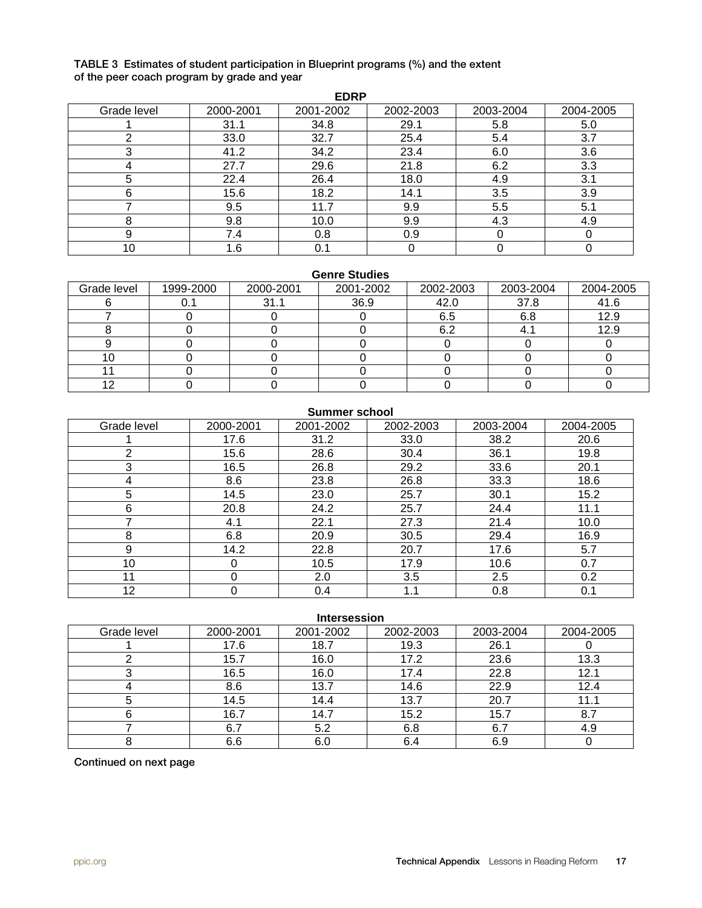**TABLE 3 Estimates of student participation in Blueprint programs (%) and the extent of the peer coach program by grade and year**

**EDRP**

| Grade level | 2000-2001 | 2001-2002 | 2002-2003 | 2003-2004 | 2004-2005 |
|---|---|---|---|---|---|
| 1 | 31.1 | 34.8 | 29.1 | 5.8 | 5.0 |
| 2 | 33.0 | 32.7 | 25.4 | 5.4 | 3.7 |
| 3 | 41.2 | 34.2 | 23.4 | 6.0 | 3.6 |
| 4 | 27.7 | 29.6 | 21.8 | 6.2 | 3.3 |
| 5 | 22.4 | 26.4 | 18.0 | 4.9 | 3.1 |
| 6 | 15.6 | 18.2 | 14.1 | 3.5 | 3.9 |
| 7 | 9.5 | 11.7 | 9.9 | 5.5 | 5.1 |
| 8 | 9.8 | 10.0 | 9.9 | 4.3 | 4.9 |
| 9 | 7.4 | 0.8 | 0.9 | 0 | 0 |
| 10 | 1.6 | 0.1 | 0 | 0 | 0 |

**Genre Studies**

| Grade level | 1999-2000 | 2000-2001 | 2001-2002 | 2002-2003 | 2003-2004 | 2004-2005 |
|---|---|---|---|---|---|---|
| 6 | 0.1 | 31.1 | 36.9 | 42.0 | 37.8 | 41.6 |
| 7 | 0 | 0 | 0 | 6.5 | 6.8 | 12.9 |
| 8 | 0 | 0 | 0 | 6.2 | 4.1 | 12.9 |
| 9 | 0 | 0 | 0 | 0 | 0 | 0 |
| 10 | 0 | 0 | 0 | 0 | 0 | 0 |
| 11 | 0 | 0 | 0 | 0 | 0 | 0 |
| 12 | 0 | 0 | 0 | 0 | 0 | 0 |

**Summer school**

| Grade level | 2000-2001 | 2001-2002 | 2002-2003 | 2003-2004 | 2004-2005 |
|---|---|---|---|---|---|
| 1 | 17.6 | 31.2 | 33.0 | 38.2 | 20.6 |
| 2 | 15.6 | 28.6 | 30.4 | 36.1 | 19.8 |
| 3 | 16.5 | 26.8 | 29.2 | 33.6 | 20.1 |
| 4 | 8.6 | 23.8 | 26.8 | 33.3 | 18.6 |
| 5 | 14.5 | 23.0 | 25.7 | 30.1 | 15.2 |
| 6 | 20.8 | 24.2 | 25.7 | 24.4 | 11.1 |
| 7 | 4.1 | 22.1 | 27.3 | 21.4 | 10.0 |
| 8 | 6.8 | 20.9 | 30.5 | 29.4 | 16.9 |
| 9 | 14.2 | 22.8 | 20.7 | 17.6 | 5.7 |
| 10 | 0 | 10.5 | 17.9 | 10.6 | 0.7 |
| 11 | 0 | 2.0 | 3.5 | 2.5 | 0.2 |
| 12 | 0 | 0.4 | 1.1 | 0.8 | 0.1 |

**Intersession**

| Grade level | 2000-2001 | 2001-2002 | 2002-2003 | 2003-2004 | 2004-2005 |
|---|---|---|---|---|---|
| 1 | 17.6 | 18.7 | 19.3 | 26.1 | 0 |
| 2 | 15.7 | 16.0 | 17.2 | 23.6 | 13.3 |
| 3 | 16.5 | 16.0 | 17.4 | 22.8 | 12.1 |
| 4 | 8.6 | 13.7 | 14.6 | 22.9 | 12.4 |
| 5 | 14.5 | 14.4 | 13.7 | 20.7 | 11.1 |
| 6 | 16.7 | 14.7 | 15.2 | 15.7 | 8.7 |
| 7 | 6.7 | 5.2 | 6.8 | 6.7 | 4.9 |
| 8 | 6.6 | 6.0 | 6.4 | 6.9 | 0 |

**Continued on next page**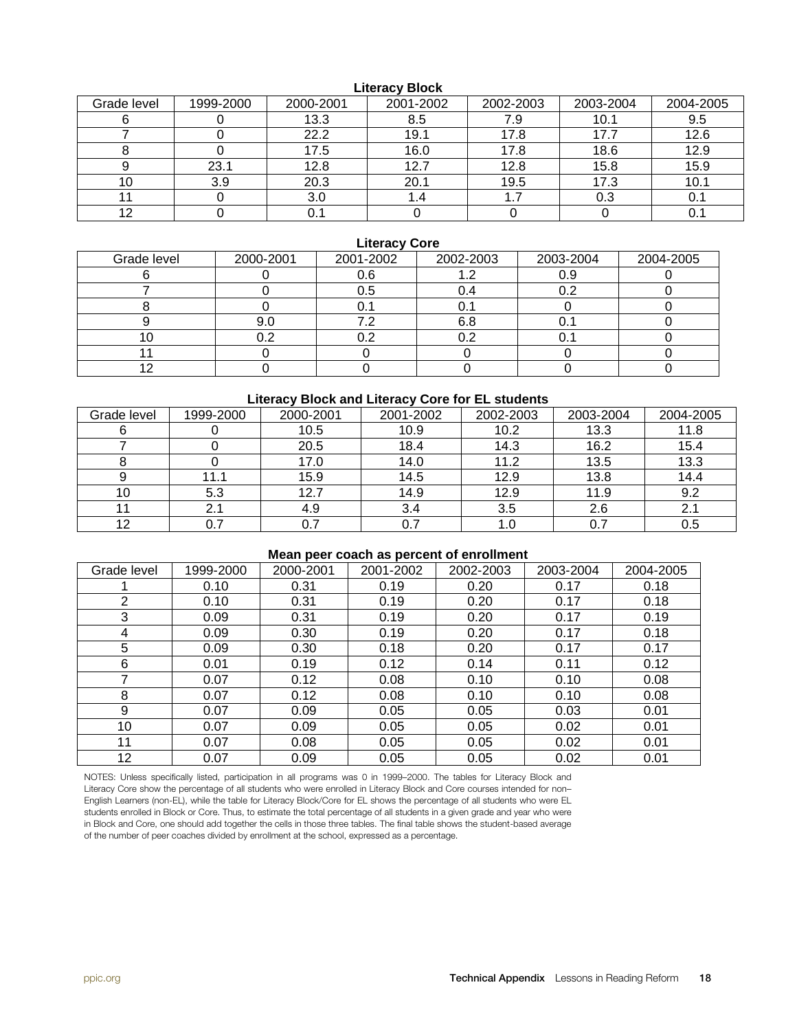**Literacy Block**

| Grade level | 1999-2000 | 2000-2001 | 2001-2002 | 2002-2003 | 2003-2004 | 2004-2005 |
|---|---|---|---|---|---|---|
| 6 | 0 | 13.3 | 8.5 | 7.9 | 10.1 | 9.5 |
| 7 | 0 | 22.2 | 19.1 | 17.8 | 17.7 | 12.6 |
| 8 | 0 | 17.5 | 16.0 | 17.8 | 18.6 | 12.9 |
| 9 | 23.1 | 12.8 | 12.7 | 12.8 | 15.8 | 15.9 |
| 10 | 3.9 | 20.3 | 20.1 | 19.5 | 17.3 | 10.1 |
| 11 | 0 | 3.0 | 1.4 | 1.7 | 0.3 | 0.1 |
| 12 | 0 | 0.1 | 0 | 0 | 0 | 0.1 |

**Literacy Core**

| Grade level | 2000-2001 | 2001-2002 | 2002-2003 | 2003-2004 | 2004-2005 |
|---|---|---|---|---|---|
| 6 | 0 | 0.6 | 1.2 | 0.9 | 0 |
| 7 | 0 | 0.5 | 0.4 | 0.2 | 0 |
| 8 | 0 | 0.1 | 0.1 | 0 | 0 |
| 9 | 9.0 | 7.2 | 6.8 | 0.1 | 0 |
| 10 | 0.2 | 0.2 | 0.2 | 0.1 | 0 |
| 11 | 0 | 0 | 0 | 0 | 0 |
| 12 | 0 | 0 | 0 | 0 | 0 |

**Literacy Block and Literacy Core for EL students**

| Grade level | 1999-2000 | 2000-2001 | 2001-2002 | 2002-2003 | 2003-2004 | 2004-2005 |
|---|---|---|---|---|---|---|
| 6 | 0 | 10.5 | 10.9 | 10.2 | 13.3 | 11.8 |
| 7 | 0 | 20.5 | 18.4 | 14.3 | 16.2 | 15.4 |
| 8 | 0 | 17.0 | 14.0 | 11.2 | 13.5 | 13.3 |
| 9 | 11.1 | 15.9 | 14.5 | 12.9 | 13.8 | 14.4 |
| 10 | 5.3 | 12.7 | 14.9 | 12.9 | 11.9 | 9.2 |
| 11 | 2.1 | 4.9 | 3.4 | 3.5 | 2.6 | 2.1 |
| 12 | 0.7 | 0.7 | 0.7 | 1.0 | 0.7 | 0.5 |

**Mean peer coach as percent of enrollment**

| Grade level | 1999-2000 | 2000-2001 | 2001-2002 | 2002-2003 | 2003-2004 | 2004-2005 |
|---|---|---|---|---|---|---|
| 1 | 0.10 | 0.31 | 0.19 | 0.20 | 0.17 | 0.18 |
| 2 | 0.10 | 0.31 | 0.19 | 0.20 | 0.17 | 0.18 |
| 3 | 0.09 | 0.31 | 0.19 | 0.20 | 0.17 | 0.19 |
| 4 | 0.09 | 0.30 | 0.19 | 0.20 | 0.17 | 0.18 |
| 5 | 0.09 | 0.30 | 0.18 | 0.20 | 0.17 | 0.17 |
| 6 | 0.01 | 0.19 | 0.12 | 0.14 | 0.11 | 0.12 |
| 7 | 0.07 | 0.12 | 0.08 | 0.10 | 0.10 | 0.08 |
| 8 | 0.07 | 0.12 | 0.08 | 0.10 | 0.10 | 0.08 |
| 9 | 0.07 | 0.09 | 0.05 | 0.05 | 0.03 | 0.01 |
| 10 | 0.07 | 0.09 | 0.05 | 0.05 | 0.02 | 0.01 |
| 11 | 0.07 | 0.08 | 0.05 | 0.05 | 0.02 | 0.01 |
| 12 | 0.07 | 0.09 | 0.05 | 0.05 | 0.02 | 0.01 |

NOTES: Unless specifically listed, participation in all programs was 0 in 1999–2000. The tables for Literacy Block and Literacy Core show the percentage of all students who were enrolled in Literacy Block and Core courses intended for non–English Learners (non-EL), while the table for Literacy Block/Core for EL shows the percentage of all students who were EL students enrolled in Block or Core. Thus, to estimate the total percentage of all students in a given grade and year who were in Block and Core, one should add together the cells in those three tables. The final table shows the student-based average of the number of peer coaches divided by enrollment at the school, expressed as a percentage.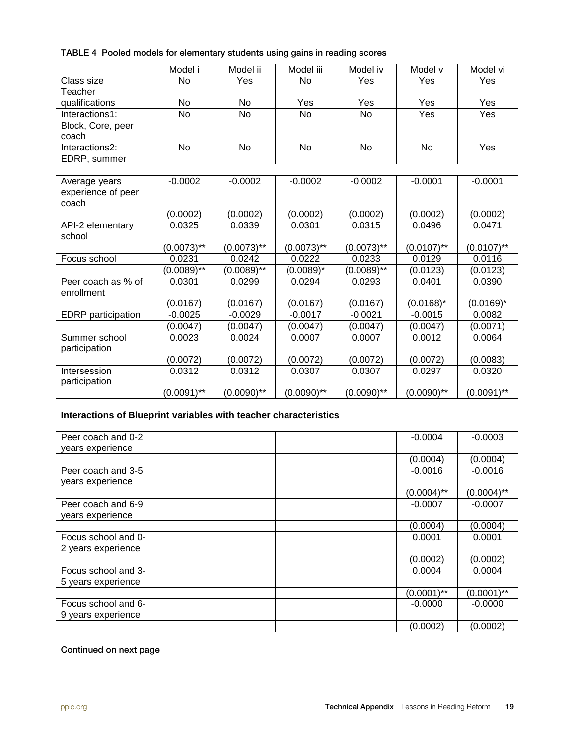**TABLE 4 Pooled models for elementary students using gains in reading scores**

| | Model i | Model ii | Model iii | Model iv | Model v | Model vi |
|---|---|---|---|---|---|---|
| Class size | No | Yes | No | Yes | Yes | Yes |
| Teacher qualifications | No | No | Yes | Yes | Yes | Yes |
| Interactions1: | No | No | No | No | Yes | Yes |
| Block, Core, peer coach | | | | | | |
| Interactions2: | No | No | No | No | No | Yes |
| EDRP, summer | | | | | | |
| | | | | | | |
| Average years experience of peer coach | -0.0002 | -0.0002 | -0.0002 | -0.0002 | -0.0001 | -0.0001 |
| | (0.0002) | (0.0002) | (0.0002) | (0.0002) | (0.0002) | (0.0002) |
| API-2 elementary school | 0.0325 | 0.0339 | 0.0301 | 0.0315 | 0.0496 | 0.0471 |
| | (0.0073)** | (0.0073)** | (0.0073)** | (0.0073)** | (0.0107)** | (0.0107)** |
| Focus school | 0.0231 | 0.0242 | 0.0222 | 0.0233 | 0.0129 | 0.0116 |
| | (0.0089)** | (0.0089)** | (0.0089)* | (0.0089)** | (0.0123) | (0.0123) |
| Peer coach as % of enrollment | 0.0301 | 0.0299 | 0.0294 | 0.0293 | 0.0401 | 0.0390 |
| | (0.0167) | (0.0167) | (0.0167) | (0.0167) | (0.0168)* | (0.0169)* |
| EDRP participation | -0.0025 | -0.0029 | -0.0017 | -0.0021 | -0.0015 | 0.0082 |
| | (0.0047) | (0.0047) | (0.0047) | (0.0047) | (0.0047) | (0.0071) |
| Summer school participation | 0.0023 | 0.0024 | 0.0007 | 0.0007 | 0.0012 | 0.0064 |
| | (0.0072) | (0.0072) | (0.0072) | (0.0072) | (0.0072) | (0.0083) |
| Intersession participation | 0.0312 | 0.0312 | 0.0307 | 0.0307 | 0.0297 | 0.0320 |
| | (0.0091)** | (0.0090)** | (0.0090)** | (0.0090)** | (0.0090)** | (0.0091)** |
| **Interactions of Blueprint variables with teacher characteristics** | | | | | | |
| Peer coach and 0-2 years experience | | | | | -0.0004 | -0.0003 |
| | | | | | (0.0004) | (0.0004) |
| Peer coach and 3-5 years experience | | | | | -0.0016 | -0.0016 |
| | | | | | (0.0004)** | (0.0004)** |
| Peer coach and 6-9 years experience | | | | | -0.0007 | -0.0007 |
| | | | | | (0.0004) | (0.0004) |
| Focus school and 0-2 years experience | | | | | 0.0001 | 0.0001 |
| | | | | | (0.0002) | (0.0002) |
| Focus school and 3-5 years experience | | | | | 0.0004 | 0.0004 |
| | | | | | (0.0001)** | (0.0001)** |
| Focus school and 6-9 years experience | | | | | -0.0000 | -0.0000 |
| | | | | | (0.0002) | (0.0002) |

**Continued on next page**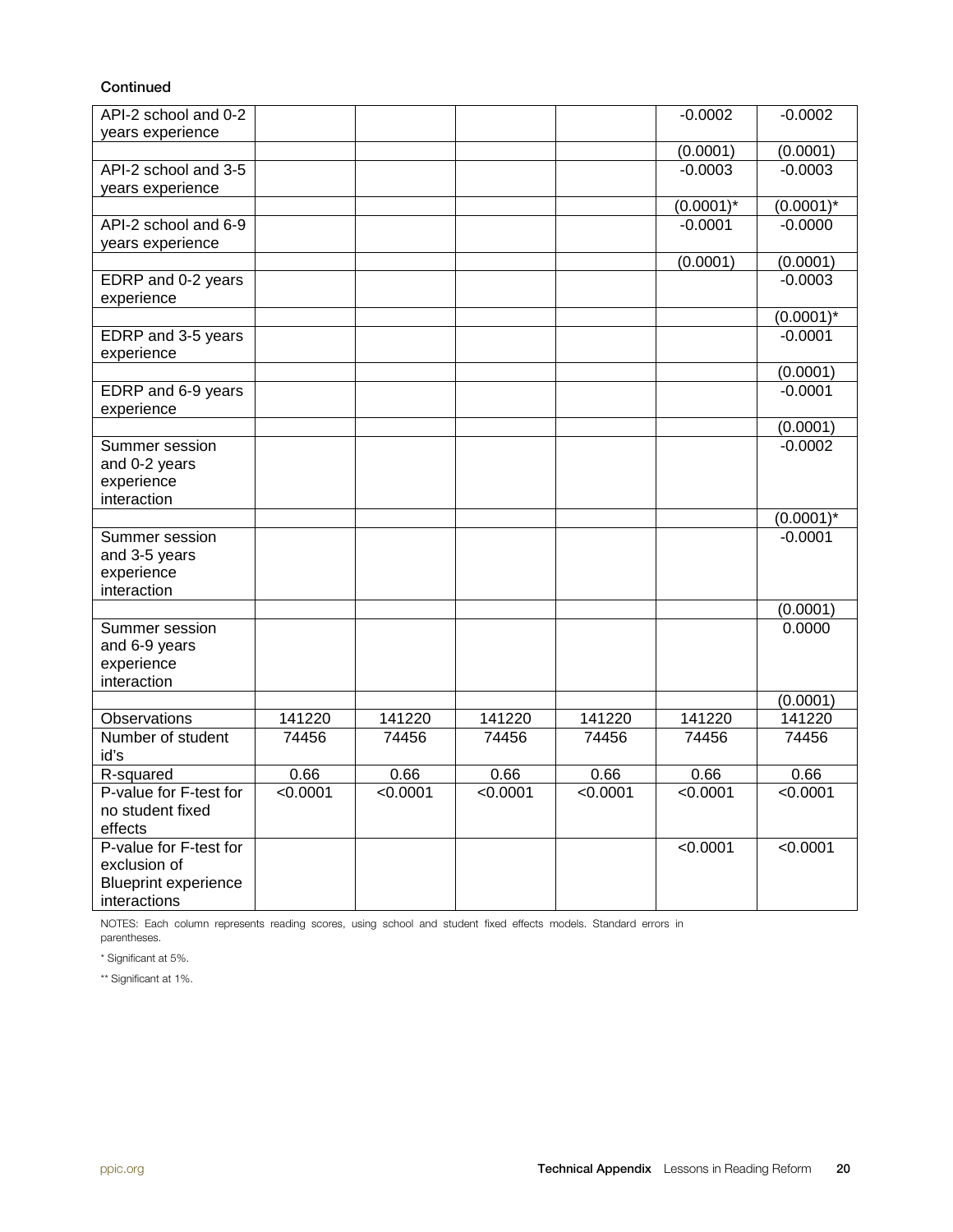Continued

| | | | | | | |
|---|---|---|---|---|---|---|
| API-2 school and 0-2 years experience | | | | | -0.0002 | -0.0002 |
| | | | | | (0.0001) | (0.0001) |
| API-2 school and 3-5 years experience | | | | | -0.0003 | -0.0003 |
| | | | | | (0.0001)* | (0.0001)* |
| API-2 school and 6-9 years experience | | | | | -0.0001 | -0.0000 |
| | | | | | (0.0001) | (0.0001) |
| EDRP and 0-2 years experience | | | | | | -0.0003 |
| | | | | | | (0.0001)* |
| EDRP and 3-5 years experience | | | | | | -0.0001 |
| | | | | | | (0.0001) |
| EDRP and 6-9 years experience | | | | | | -0.0001 |
| | | | | | | (0.0001) |
| Summer session and 0-2 years experience interaction | | | | | | -0.0002 |
| | | | | | | (0.0001)* |
| Summer session and 3-5 years experience interaction | | | | | | -0.0001 |
| | | | | | | (0.0001) |
| Summer session and 6-9 years experience interaction | | | | | | 0.0000 |
| | | | | | | (0.0001) |
| Observations | 141220 | 141220 | 141220 | 141220 | 141220 | 141220 |
| Number of student id's | 74456 | 74456 | 74456 | 74456 | 74456 | 74456 |
| R-squared | 0.66 | 0.66 | 0.66 | 0.66 | 0.66 | 0.66 |
| P-value for F-test for no student fixed effects | <0.0001 | <0.0001 | <0.0001 | <0.0001 | <0.0001 | <0.0001 |
| P-value for F-test for exclusion of Blueprint experience interactions | | | | | <0.0001 | <0.0001 |

NOTES: Each column represents reading scores, using school and student fixed effects models. Standard errors in parentheses.

* Significant at 5%.

** Significant at 1%.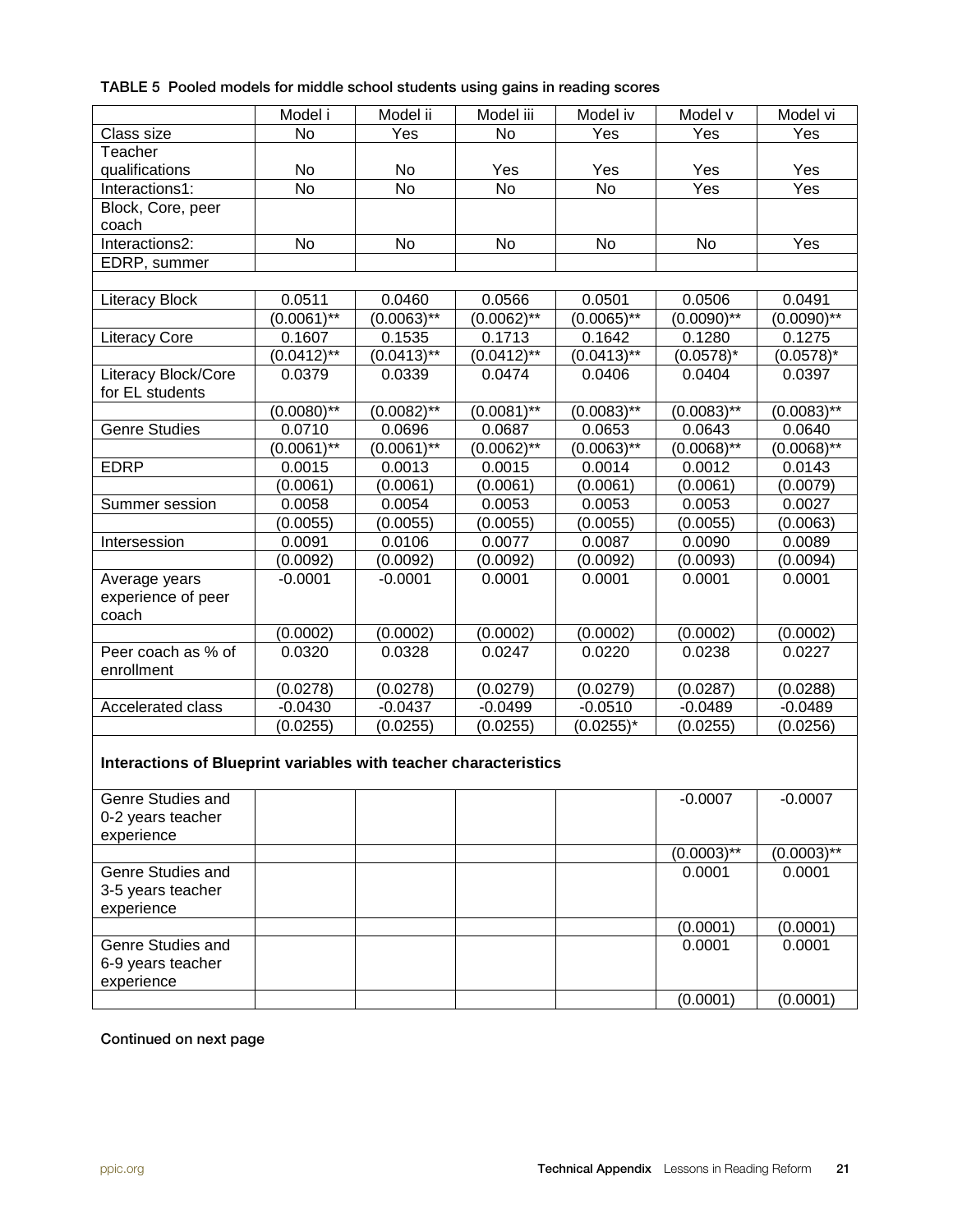**TABLE 5 Pooled models for middle school students using gains in reading scores**

| | Model i | Model ii | Model iii | Model iv | Model v | Model vi |
|---|---|---|---|---|---|---|
| Class size | No | Yes | No | Yes | Yes | Yes |
| Teacher qualifications | No | No | Yes | Yes | Yes | Yes |
| Interactions1: | No | No | No | No | Yes | Yes |
| Block, Core, peer coach | | | | | | |
| Interactions2: | No | No | No | No | No | Yes |
| EDRP, summer | | | | | | |
| | | | | | | |
| Literacy Block | 0.0511 | 0.0460 | 0.0566 | 0.0501 | 0.0506 | 0.0491 |
| | (0.0061)** | (0.0063)** | (0.0062)** | (0.0065)** | (0.0090)** | (0.0090)** |
| Literacy Core | 0.1607 | 0.1535 | 0.1713 | 0.1642 | 0.1280 | 0.1275 |
| | (0.0412)** | (0.0413)** | (0.0412)** | (0.0413)** | (0.0578)* | (0.0578)* |
| Literacy Block/Core for EL students | 0.0379 | 0.0339 | 0.0474 | 0.0406 | 0.0404 | 0.0397 |
| | (0.0080)** | (0.0082)** | (0.0081)** | (0.0083)** | (0.0083)** | (0.0083)** |
| Genre Studies | 0.0710 | 0.0696 | 0.0687 | 0.0653 | 0.0643 | 0.0640 |
| | (0.0061)** | (0.0061)** | (0.0062)** | (0.0063)** | (0.0068)** | (0.0068)** |
| EDRP | 0.0015 | 0.0013 | 0.0015 | 0.0014 | 0.0012 | 0.0143 |
| | (0.0061) | (0.0061) | (0.0061) | (0.0061) | (0.0061) | (0.0079) |
| Summer session | 0.0058 | 0.0054 | 0.0053 | 0.0053 | 0.0053 | 0.0027 |
| | (0.0055) | (0.0055) | (0.0055) | (0.0055) | (0.0055) | (0.0063) |
| Intersession | 0.0091 | 0.0106 | 0.0077 | 0.0087 | 0.0090 | 0.0089 |
| | (0.0092) | (0.0092) | (0.0092) | (0.0092) | (0.0093) | (0.0094) |
| Average years experience of peer coach | -0.0001 | -0.0001 | 0.0001 | 0.0001 | 0.0001 | 0.0001 |
| | (0.0002) | (0.0002) | (0.0002) | (0.0002) | (0.0002) | (0.0002) |
| Peer coach as % of enrollment | 0.0320 | 0.0328 | 0.0247 | 0.0220 | 0.0238 | 0.0227 |
| | (0.0278) | (0.0278) | (0.0279) | (0.0279) | (0.0287) | (0.0288) |
| Accelerated class | -0.0430 | -0.0437 | -0.0499 | -0.0510 | -0.0489 | -0.0489 |
| | (0.0255) | (0.0255) | (0.0255) | (0.0255)* | (0.0255) | (0.0256) |
| **Interactions of Blueprint variables with teacher characteristics** | | | | | | |
| Genre Studies and 0-2 years teacher experience | | | | | -0.0007 | -0.0007 |
| | | | | | (0.0003)** | (0.0003)** |
| Genre Studies and 3-5 years teacher experience | | | | | 0.0001 | 0.0001 |
| | | | | | (0.0001) | (0.0001) |
| Genre Studies and 6-9 years teacher experience | | | | | 0.0001 | 0.0001 |
| | | | | | (0.0001) | (0.0001) |

**Continued on next page**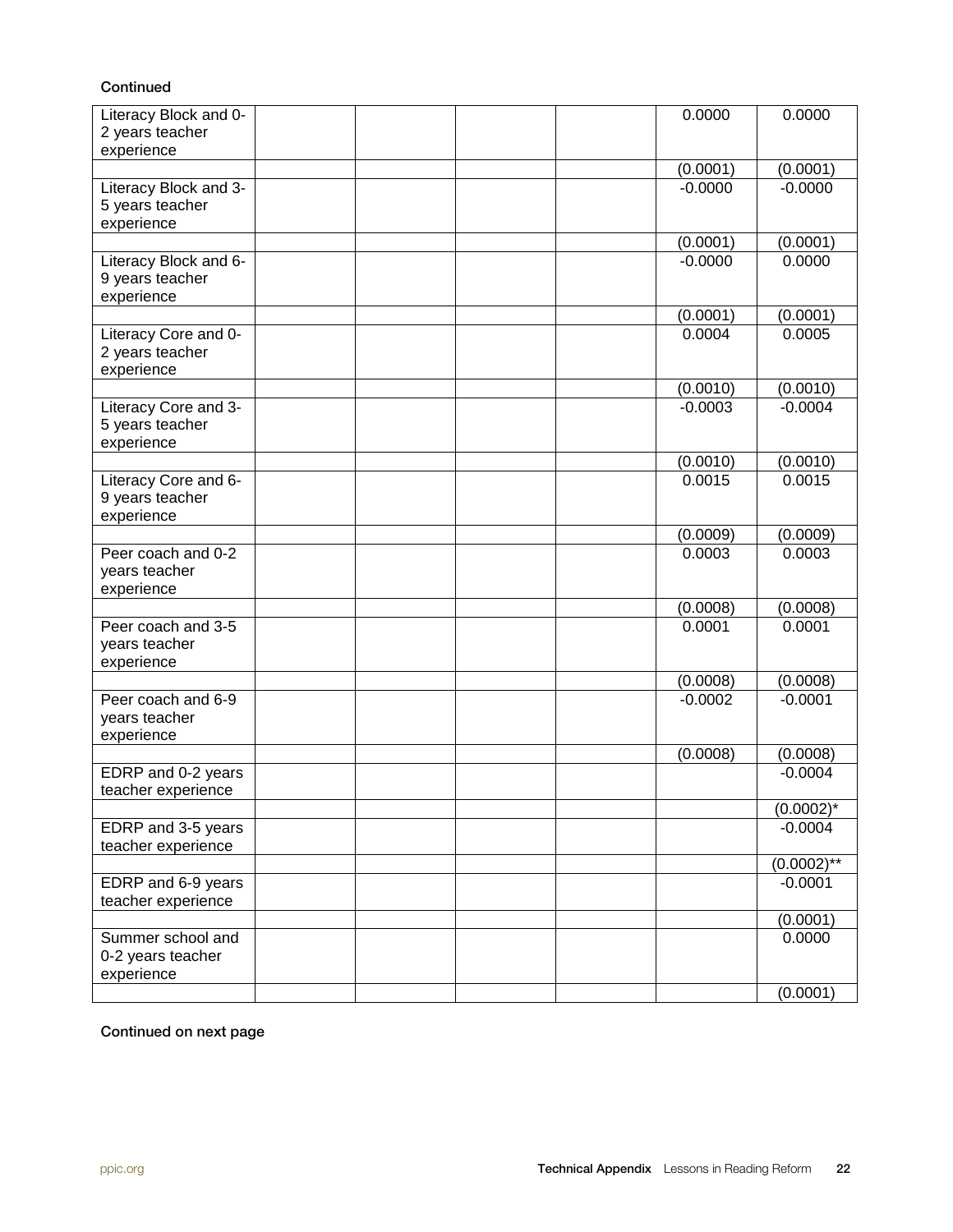Continued

| | | | | | | |
|---|---|---|---|---|---|---|
| Literacy Block and 0-2 years teacher experience | | | | | 0.0000 | 0.0000 |
| | | | | | (0.0001) | (0.0001) |
| Literacy Block and 3-5 years teacher experience | | | | | -0.0000 | -0.0000 |
| | | | | | (0.0001) | (0.0001) |
| Literacy Block and 6-9 years teacher experience | | | | | -0.0000 | 0.0000 |
| | | | | | (0.0001) | (0.0001) |
| Literacy Core and 0-2 years teacher experience | | | | | 0.0004 | 0.0005 |
| | | | | | (0.0010) | (0.0010) |
| Literacy Core and 3-5 years teacher experience | | | | | -0.0003 | -0.0004 |
| | | | | | (0.0010) | (0.0010) |
| Literacy Core and 6-9 years teacher experience | | | | | 0.0015 | 0.0015 |
| | | | | | (0.0009) | (0.0009) |
| Peer coach and 0-2 years teacher experience | | | | | 0.0003 | 0.0003 |
| | | | | | (0.0008) | (0.0008) |
| Peer coach and 3-5 years teacher experience | | | | | 0.0001 | 0.0001 |
| | | | | | (0.0008) | (0.0008) |
| Peer coach and 6-9 years teacher experience | | | | | -0.0002 | -0.0001 |
| | | | | | (0.0008) | (0.0008) |
| EDRP and 0-2 years teacher experience | | | | | | -0.0004 |
| | | | | | | (0.0002)* |
| EDRP and 3-5 years teacher experience | | | | | | -0.0004 |
| | | | | | | (0.0002)** |
| EDRP and 6-9 years teacher experience | | | | | | -0.0001 |
| | | | | | | (0.0001) |
| Summer school and 0-2 years teacher experience | | | | | | 0.0000 |
| | | | | | | (0.0001) |

Continued on next page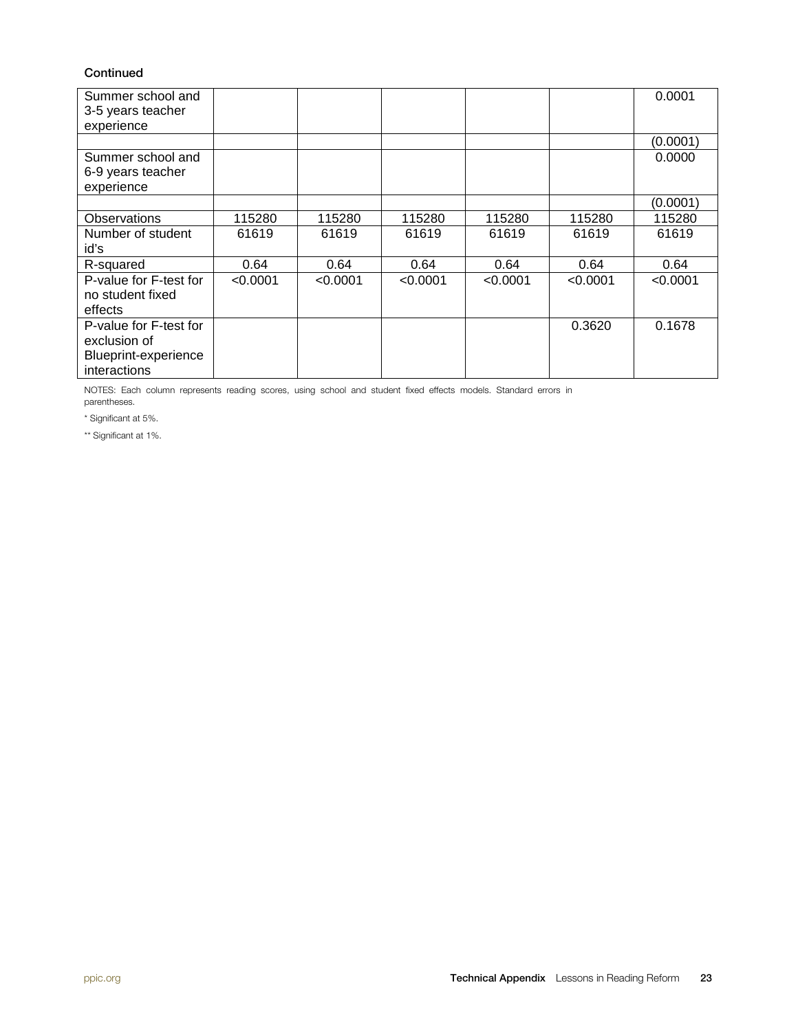Continued

| | | | | | | |
|---|---|---|---|---|---|---|
| Summer school and 3-5 years teacher experience | | | | | | 0.0001 |
| | | | | | | (0.0001) |
| Summer school and 6-9 years teacher experience | | | | | | 0.0000 |
| | | | | | | (0.0001) |
| Observations | 115280 | 115280 | 115280 | 115280 | 115280 | 115280 |
| Number of student id's | 61619 | 61619 | 61619 | 61619 | 61619 | 61619 |
| R-squared | 0.64 | 0.64 | 0.64 | 0.64 | 0.64 | 0.64 |
| P-value for F-test for no student fixed effects | <0.0001 | <0.0001 | <0.0001 | <0.0001 | <0.0001 | <0.0001 |
| P-value for F-test for exclusion of Blueprint-experience interactions | | | | | 0.3620 | 0.1678 |

NOTES: Each column represents reading scores, using school and student fixed effects models. Standard errors in parentheses.

* Significant at 5%.

** Significant at 1%.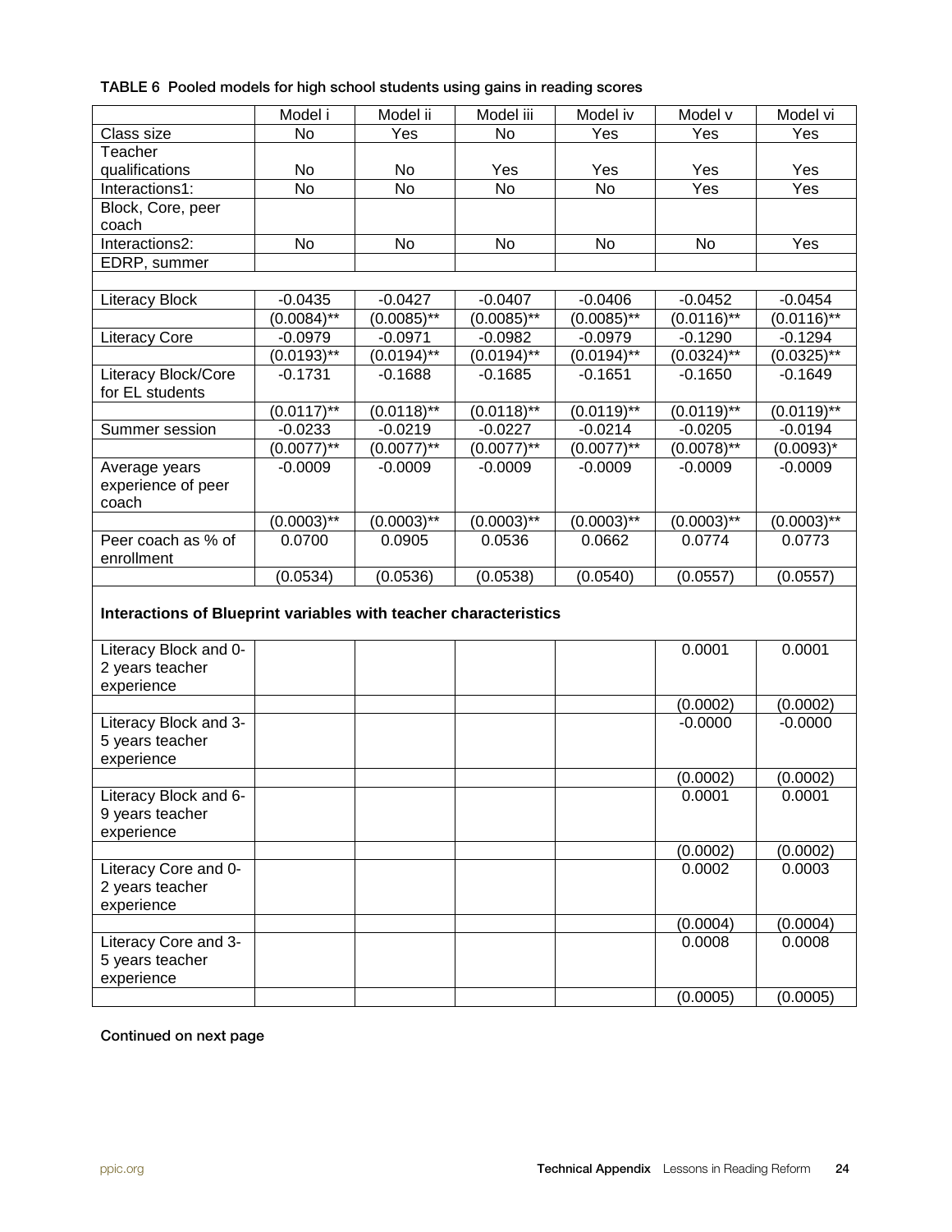TABLE 6 Pooled models for high school students using gains in reading scores

| | Model i | Model ii | Model iii | Model iv | Model v | Model vi |
|---|---|---|---|---|---|---|
| Class size | No | Yes | No | Yes | Yes | Yes |
| Teacher qualifications | No | No | Yes | Yes | Yes | Yes |
| Interactions1: | No | No | No | No | Yes | Yes |
| Block, Core, peer coach | | | | | | |
| Interactions2: | No | No | No | No | No | Yes |
| EDRP, summer | | | | | | |
| | | | | | | |
| Literacy Block | -0.0435 | -0.0427 | -0.0407 | -0.0406 | -0.0452 | -0.0454 |
| | (0.0084)** | (0.0085)** | (0.0085)** | (0.0085)** | (0.0116)** | (0.0116)** |
| Literacy Core | -0.0979 | -0.0971 | -0.0982 | -0.0979 | -0.1290 | -0.1294 |
| | (0.0193)** | (0.0194)** | (0.0194)** | (0.0194)** | (0.0324)** | (0.0325)** |
| Literacy Block/Core for EL students | -0.1731 | -0.1688 | -0.1685 | -0.1651 | -0.1650 | -0.1649 |
| | (0.0117)** | (0.0118)** | (0.0118)** | (0.0119)** | (0.0119)** | (0.0119)** |
| Summer session | -0.0233 | -0.0219 | -0.0227 | -0.0214 | -0.0205 | -0.0194 |
| | (0.0077)** | (0.0077)** | (0.0077)** | (0.0077)** | (0.0078)** | (0.0093)* |
| Average years experience of peer coach | -0.0009 | -0.0009 | -0.0009 | -0.0009 | -0.0009 | -0.0009 |
| | (0.0003)** | (0.0003)** | (0.0003)** | (0.0003)** | (0.0003)** | (0.0003)** |
| Peer coach as % of enrollment | 0.0700 | 0.0905 | 0.0536 | 0.0662 | 0.0774 | 0.0773 |
| | (0.0534) | (0.0536) | (0.0538) | (0.0540) | (0.0557) | (0.0557) |
| **Interactions of Blueprint variables with teacher characteristics** | | | | | | |
| Literacy Block and 0-2 years teacher experience | | | | | 0.0001 | 0.0001 |
| | | | | | (0.0002) | (0.0002) |
| Literacy Block and 3-5 years teacher experience | | | | | -0.0000 | -0.0000 |
| | | | | | (0.0002) | (0.0002) |
| Literacy Block and 6-9 years teacher experience | | | | | 0.0001 | 0.0001 |
| | | | | | (0.0002) | (0.0002) |
| Literacy Core and 0-2 years teacher experience | | | | | 0.0002 | 0.0003 |
| | | | | | (0.0004) | (0.0004) |
| Literacy Core and 3-5 years teacher experience | | | | | 0.0008 | 0.0008 |
| | | | | | (0.0005) | (0.0005) |

Continued on next page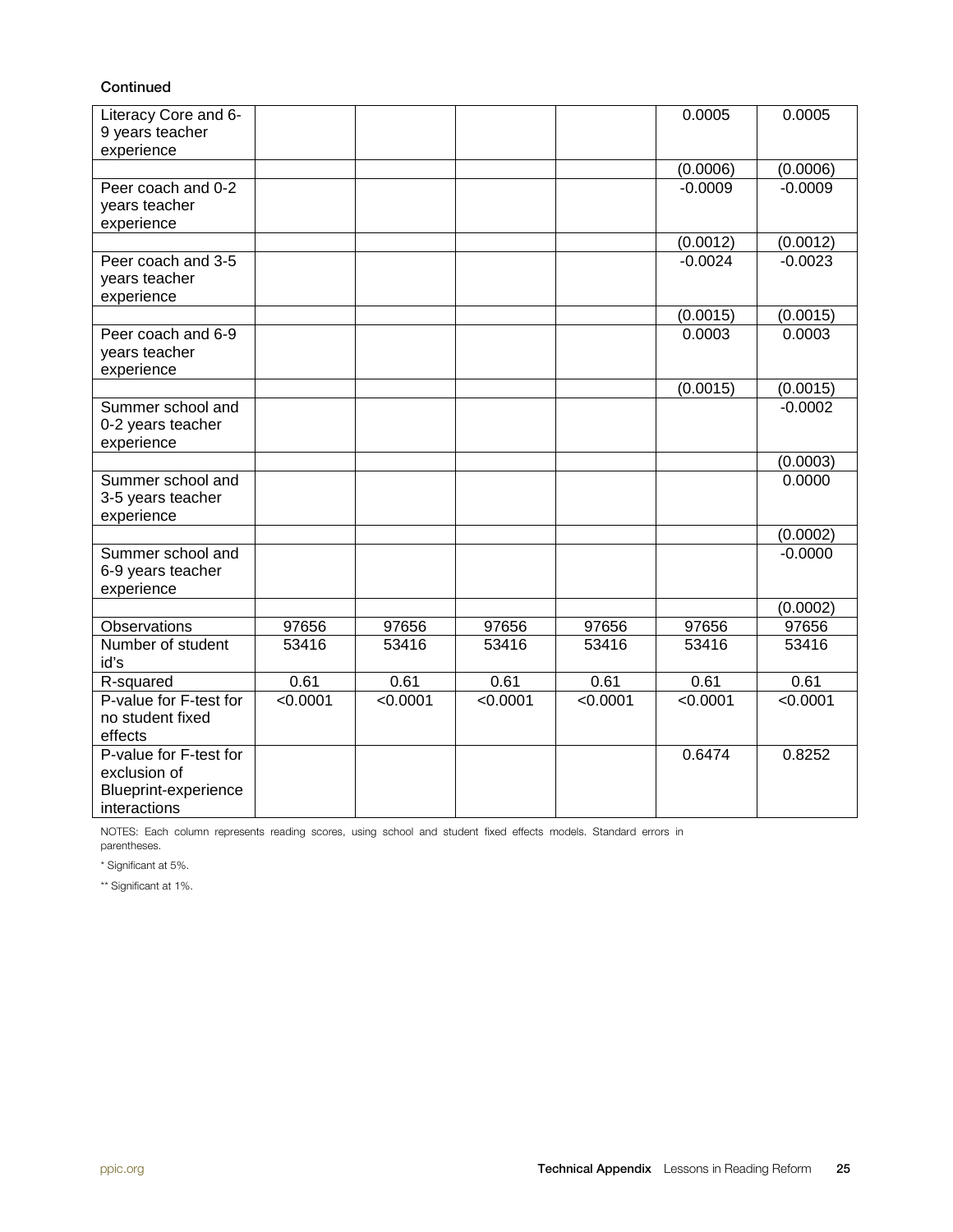Continued

| | | | | | | |
|---|---|---|---|---|---|---|
| Literacy Core and 6-9 years teacher experience | | | | | 0.0005 | 0.0005 |
| | | | | | (0.0006) | (0.0006) |
| Peer coach and 0-2 years teacher experience | | | | | -0.0009 | -0.0009 |
| | | | | | (0.0012) | (0.0012) |
| Peer coach and 3-5 years teacher experience | | | | | -0.0024 | -0.0023 |
| | | | | | (0.0015) | (0.0015) |
| Peer coach and 6-9 years teacher experience | | | | | 0.0003 | 0.0003 |
| | | | | | (0.0015) | (0.0015) |
| Summer school and 0-2 years teacher experience | | | | | | -0.0002 |
| | | | | | | (0.0003) |
| Summer school and 3-5 years teacher experience | | | | | | 0.0000 |
| | | | | | | (0.0002) |
| Summer school and 6-9 years teacher experience | | | | | | -0.0000 |
| | | | | | | (0.0002) |
| Observations | 97656 | 97656 | 97656 | 97656 | 97656 | 97656 |
| Number of student id's | 53416 | 53416 | 53416 | 53416 | 53416 | 53416 |
| R-squared | 0.61 | 0.61 | 0.61 | 0.61 | 0.61 | 0.61 |
| P-value for F-test for no student fixed effects | <0.0001 | <0.0001 | <0.0001 | <0.0001 | <0.0001 | <0.0001 |
| P-value for F-test for exclusion of Blueprint-experience interactions | | | | | 0.6474 | 0.8252 |

NOTES: Each column represents reading scores, using school and student fixed effects models. Standard errors in parentheses.

* Significant at 5%.

** Significant at 1%.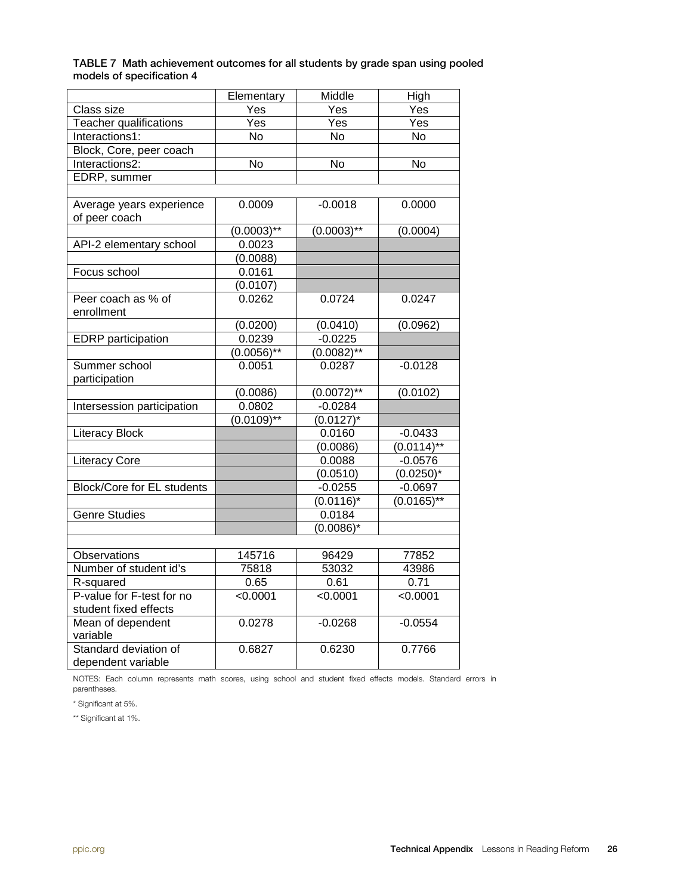**TABLE 7 Math achievement outcomes for all students by grade span using pooled models of specification 4**

| | Elementary | Middle | High |
|---|---|---|---|
| Class size | Yes | Yes | Yes |
| Teacher qualifications | Yes | Yes | Yes |
| Interactions1: | No | No | No |
| Block, Core, peer coach | | | |
| Interactions2: | No | No | No |
| EDRP, summer | | | |
| | | | |
| Average years experience of peer coach | 0.0009 | -0.0018 | 0.0000 |
| | (0.0003)** | (0.0003)** | (0.0004) |
| API-2 elementary school | 0.0023 | | |
| | (0.0088) | | |
| Focus school | 0.0161 | | |
| | (0.0107) | | |
| Peer coach as % of enrollment | 0.0262 | 0.0724 | 0.0247 |
| | (0.0200) | (0.0410) | (0.0962) |
| EDRP participation | 0.0239 | -0.0225 | |
| | (0.0056)** | (0.0082)** | |
| Summer school participation | 0.0051 | 0.0287 | -0.0128 |
| | (0.0086) | (0.0072)** | (0.0102) |
| Intersession participation | 0.0802 | -0.0284 | |
| | (0.0109)** | (0.0127)* | |
| Literacy Block | | 0.0160 | -0.0433 |
| | | (0.0086) | (0.0114)** |
| Literacy Core | | 0.0088 | -0.0576 |
| | | (0.0510) | (0.0250)* |
| Block/Core for EL students | | -0.0255 | -0.0697 |
| | | (0.0116)* | (0.0165)** |
| Genre Studies | | 0.0184 | |
| | | (0.0086)* | |
| | | | |
| Observations | 145716 | 96429 | 77852 |
| Number of student id's | 75818 | 53032 | 43986 |
| R-squared | 0.65 | 0.61 | 0.71 |
| P-value for F-test for no student fixed effects | <0.0001 | <0.0001 | <0.0001 |
| Mean of dependent variable | 0.0278 | -0.0268 | -0.0554 |
| Standard deviation of dependent variable | 0.6827 | 0.6230 | 0.7766 |

NOTES: Each column represents math scores, using school and student fixed effects models. Standard errors in parentheses.

* Significant at 5%.

** Significant at 1%.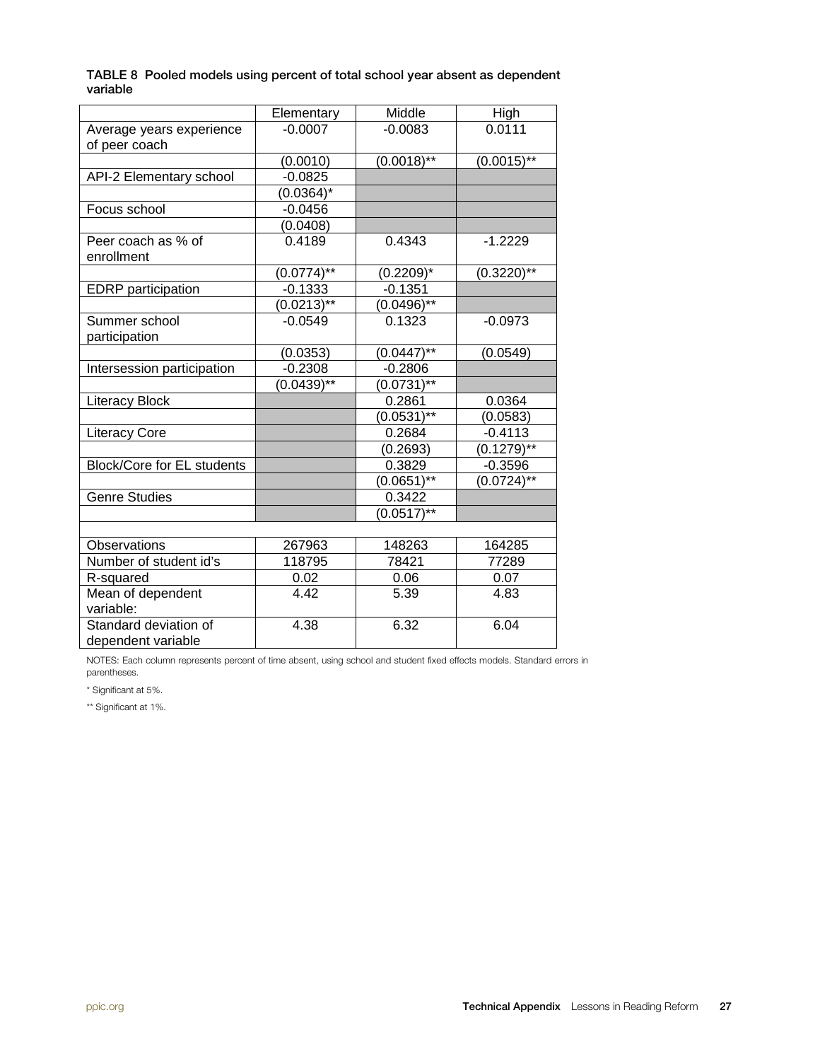**TABLE 8 Pooled models using percent of total school year absent as dependent variable**

| | Elementary | Middle | High |
|---|---|---|---|
| Average years experience of peer coach | -0.0007 | -0.0083 | 0.0111 |
| | (0.0010) | (0.0018)** | (0.0015)** |
| API-2 Elementary school | -0.0825 | | |
| | (0.0364)* | | |
| Focus school | -0.0456 | | |
| | (0.0408) | | |
| Peer coach as % of enrollment | 0.4189 | 0.4343 | -1.2229 |
| | (0.0774)** | (0.2209)* | (0.3220)** |
| EDRP participation | -0.1333 | -0.1351 | |
| | (0.0213)** | (0.0496)** | |
| Summer school participation | -0.0549 | 0.1323 | -0.0973 |
| | (0.0353) | (0.0447)** | (0.0549) |
| Intersession participation | -0.2308 | -0.2806 | |
| | (0.0439)** | (0.0731)** | |
| Literacy Block | | 0.2861 | 0.0364 |
| | | (0.0531)** | (0.0583) |
| Literacy Core | | 0.2684 | -0.4113 |
| | | (0.2693) | (0.1279)** |
| Block/Core for EL students | | 0.3829 | -0.3596 |
| | | (0.0651)** | (0.0724)** |
| Genre Studies | | 0.3422 | |
| | | (0.0517)** | |
| | | | |
| Observations | 267963 | 148263 | 164285 |
| Number of student id's | 118795 | 78421 | 77289 |
| R-squared | 0.02 | 0.06 | 0.07 |
| Mean of dependent variable: | 4.42 | 5.39 | 4.83 |
| Standard deviation of dependent variable | 4.38 | 6.32 | 6.04 |

NOTES: Each column represents percent of time absent, using school and student fixed effects models. Standard errors in parentheses.

\* Significant at 5%.

\*\* Significant at 1%.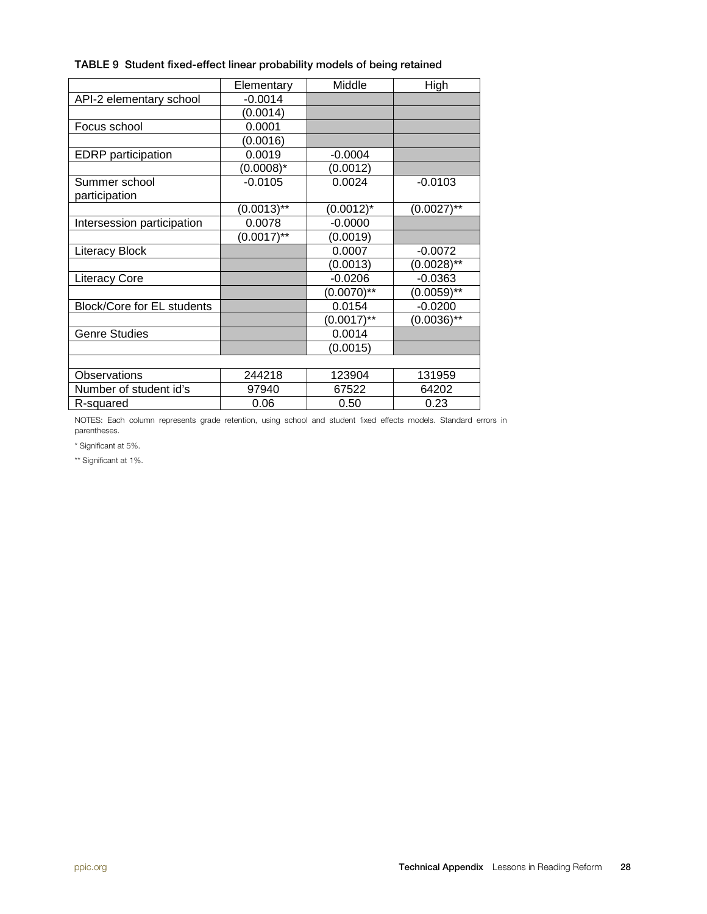**TABLE 9 Student fixed-effect linear probability models of being retained**

| | Elementary | Middle | High |
|---|---|---|---|
| API-2 elementary school | -0.0014 | | |
| | (0.0014) | | |
| Focus school | 0.0001 | | |
| | (0.0016) | | |
| EDRP participation | 0.0019 | -0.0004 | |
| | (0.0008)* | (0.0012) | |
| Summer school participation | -0.0105 | 0.0024 | -0.0103 |
| | (0.0013)** | (0.0012)* | (0.0027)** |
| Intersession participation | 0.0078 | -0.0000 | |
| | (0.0017)** | (0.0019) | |
| Literacy Block | | 0.0007 | -0.0072 |
| | | (0.0013) | (0.0028)** |
| Literacy Core | | -0.0206 | -0.0363 |
| | | (0.0070)** | (0.0059)** |
| Block/Core for EL students | | 0.0154 | -0.0200 |
| | | (0.0017)** | (0.0036)** |
| Genre Studies | | 0.0014 | |
| | | (0.0015) | |
| | | | |
| Observations | 244218 | 123904 | 131959 |
| Number of student id's | 97940 | 67522 | 64202 |
| R-squared | 0.06 | 0.50 | 0.23 |

NOTES: Each column represents grade retention, using school and student fixed effects models. Standard errors in parentheses.

\* Significant at 5%.

\*\* Significant at 1%.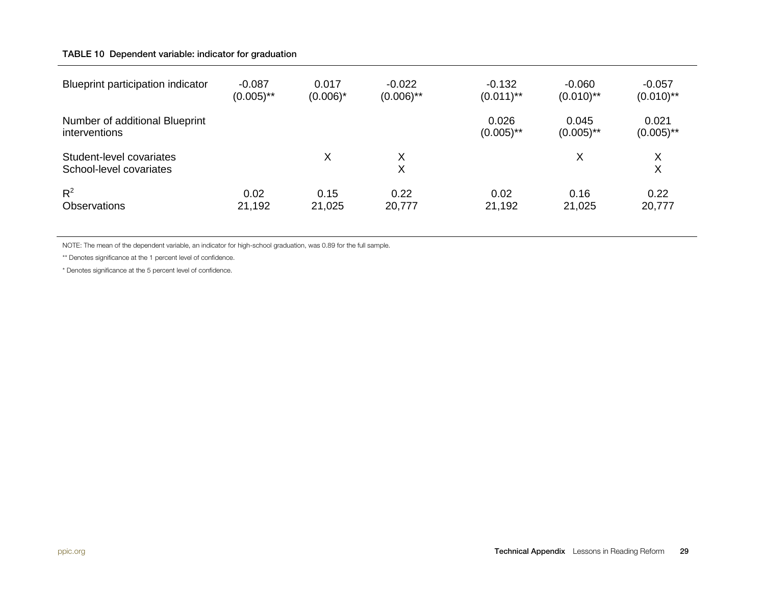**TABLE 10 Dependent variable: indicator for graduation**

| | (1) | (2) | (3) | (4) | (5) | (6) |
|---|---|---|---|---|---|---|
| Blueprint participation indicator | -0.087<br>(0.005)** | 0.017<br>(0.006)* | -0.022<br>(0.006)** | -0.132<br>(0.011)** | -0.060<br>(0.010)** | -0.057<br>(0.010)** |
| Number of additional Blueprint interventions | | | | 0.026<br>(0.005)** | 0.045<br>(0.005)** | 0.021<br>(0.005)** |
| Student-level covariates | | X | X | | X | X |
| School-level covariates | | | X | | | X |
| $R^2$ | 0.02 | 0.15 | 0.22 | 0.02 | 0.16 | 0.22 |
| Observations | 21,192 | 21,025 | 20,777 | 21,192 | 21,025 | 20,777 |

NOTE: The mean of the dependent variable, an indicator for high-school graduation, was 0.89 for the full sample.

** Denotes significance at the 1 percent level of confidence.

* Denotes significance at the 5 percent level of confidence.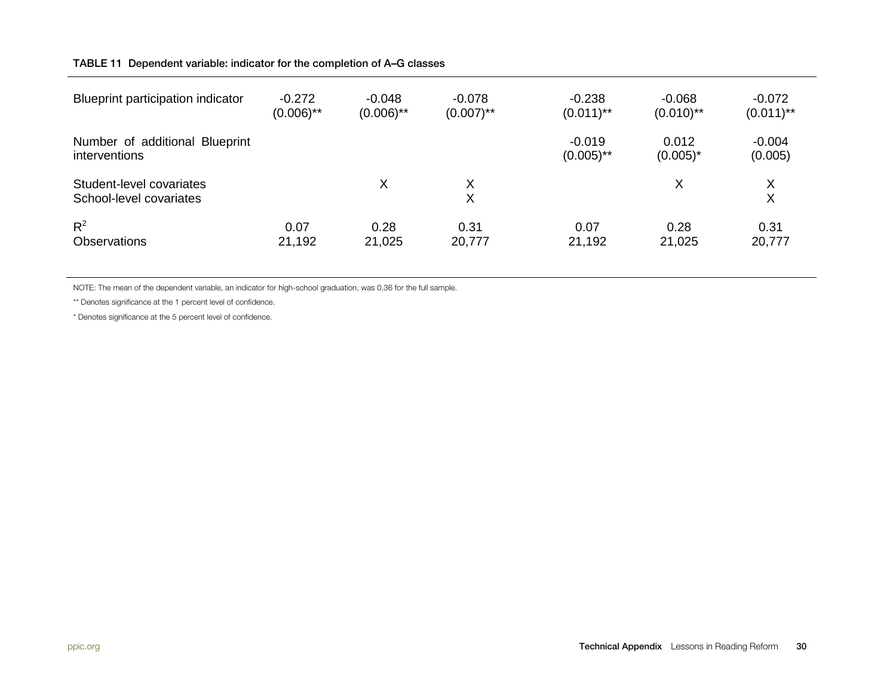**TABLE 11 Dependent variable: indicator for the completion of A–G classes**

| | | | | | | |
|---|---|---|---|---|---|---|
| Blueprint participation indicator | -0.272<br>(0.006)** | -0.048<br>(0.006)** | -0.078<br>(0.007)** | -0.238<br>(0.011)** | -0.068<br>(0.010)** | -0.072<br>(0.011)** |
| Number of additional Blueprint interventions | | | | -0.019<br>(0.005)** | 0.012<br>(0.005)* | -0.004<br>(0.005) |
| Student-level covariates | | X | X | | X | X |
| School-level covariates | | | X | | | X |
| $R^2$ | 0.07 | 0.28 | 0.31 | 0.07 | 0.28 | 0.31 |
| Observations | 21,192 | 21,025 | 20,777 | 21,192 | 21,025 | 20,777 |

NOTE: The mean of the dependent variable, an indicator for high-school graduation, was 0.36 for the full sample.

** Denotes significance at the 1 percent level of confidence.

* Denotes significance at the 5 percent level of confidence.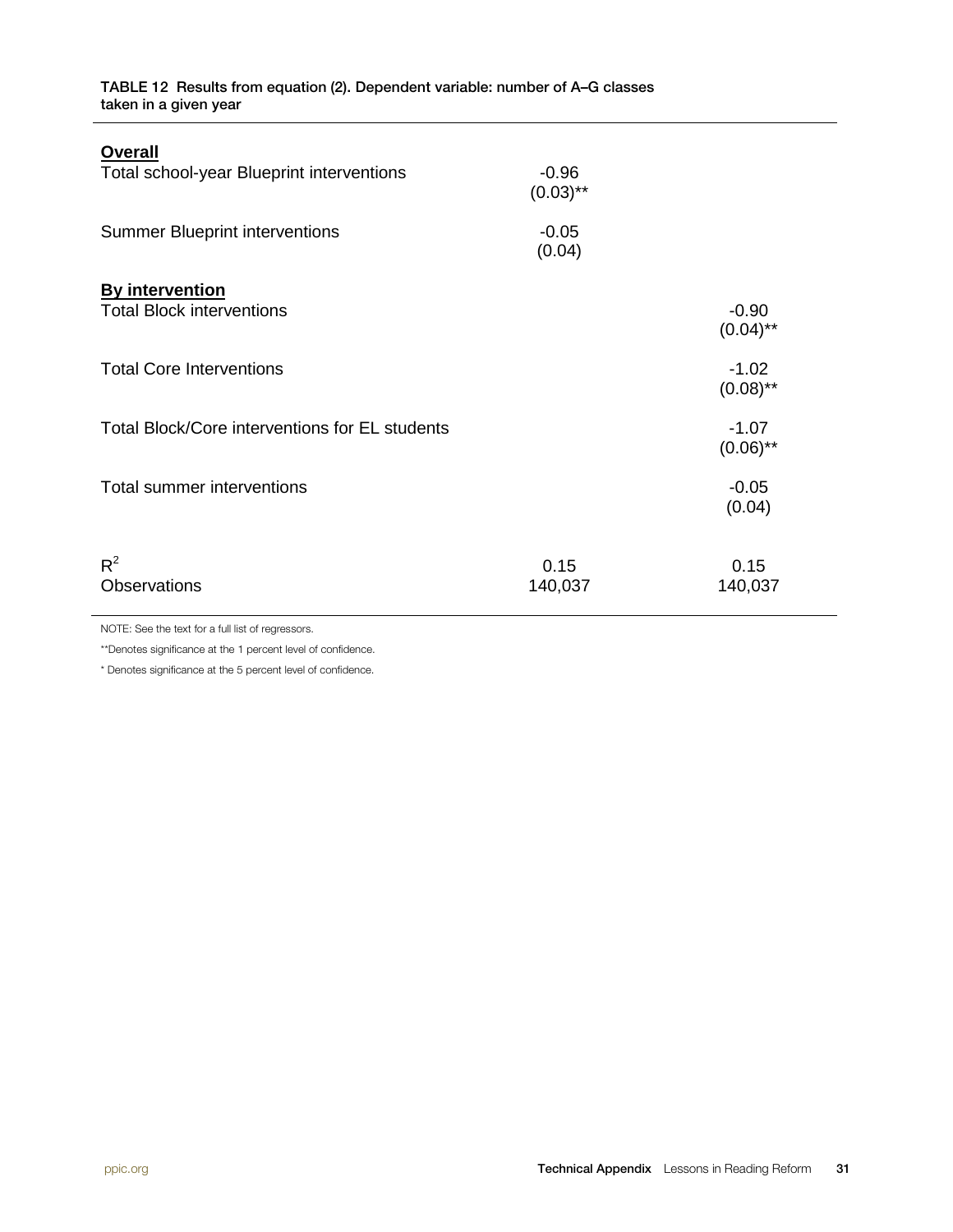**TABLE 12 Results from equation (2). Dependent variable: number of A–G classes taken in a given year**

| | (1) | (2) |
|---|---|---|
| **Overall** | | |
| Total school-year Blueprint interventions | -0.96<br>(0.03)** | |
| Summer Blueprint interventions | -0.05<br>(0.04) | |
| **By intervention** | | |
| Total Block interventions | | -0.90<br>(0.04)** |
| Total Core Interventions | | -1.02<br>(0.08)** |
| Total Block/Core interventions for EL students | | -1.07<br>(0.06)** |
| Total summer interventions | | -0.05<br>(0.04) |
| $R^2$ | 0.15 | 0.15 |
| Observations | 140,037 | 140,037 |

NOTE: See the text for a full list of regressors.

**Denotes significance at the 1 percent level of confidence.

* Denotes significance at the 5 percent level of confidence.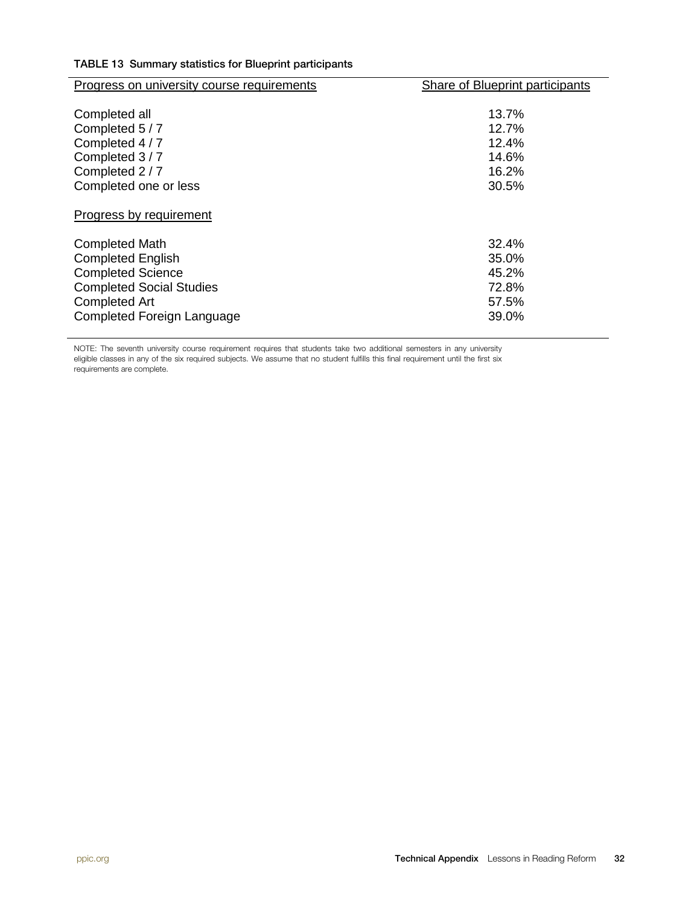**TABLE 13 Summary statistics for Blueprint participants**

| Progress on university course requirements | Share of Blueprint participants |
|---|---|
| Completed all | 13.7% |
| Completed 5 / 7 | 12.7% |
| Completed 4 / 7 | 12.4% |
| Completed 3 / 7 | 14.6% |
| Completed 2 / 7 | 16.2% |
| Completed one or less | 30.5% |
| Progress by requirement | |
| Completed Math | 32.4% |
| Completed English | 35.0% |
| Completed Science | 45.2% |
| Completed Social Studies | 72.8% |
| Completed Art | 57.5% |
| Completed Foreign Language | 39.0% |

NOTE: The seventh university course requirement requires that students take two additional semesters in any university eligible classes in any of the six required subjects. We assume that no student fulfills this final requirement until the first six requirements are complete.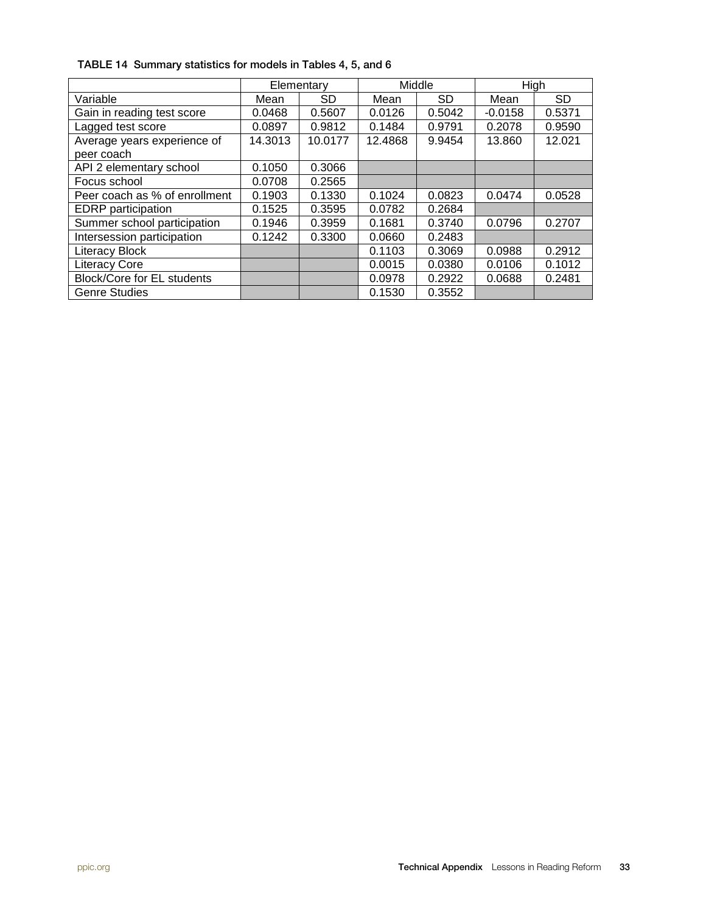**TABLE 14 Summary statistics for models in Tables 4, 5, and 6**

| | Elementary | | Middle | | High | |
|---|---|---|---|---|---|---|
| Variable | Mean | SD | Mean | SD | Mean | SD |
| Gain in reading test score | 0.0468 | 0.5607 | 0.0126 | 0.5042 | -0.0158 | 0.5371 |
| Lagged test score | 0.0897 | 0.9812 | 0.1484 | 0.9791 | 0.2078 | 0.9590 |
| Average years experience of peer coach | 14.3013 | 10.0177 | 12.4868 | 9.9454 | 13.860 | 12.021 |
| API 2 elementary school | 0.1050 | 0.3066 | | | | |
| Focus school | 0.0708 | 0.2565 | | | | |
| Peer coach as % of enrollment | 0.1903 | 0.1330 | 0.1024 | 0.0823 | 0.0474 | 0.0528 |
| EDRP participation | 0.1525 | 0.3595 | 0.0782 | 0.2684 | | |
| Summer school participation | 0.1946 | 0.3959 | 0.1681 | 0.3740 | 0.0796 | 0.2707 |
| Intersession participation | 0.1242 | 0.3300 | 0.0660 | 0.2483 | | |
| Literacy Block | | | 0.1103 | 0.3069 | 0.0988 | 0.2912 |
| Literacy Core | | | 0.0015 | 0.0380 | 0.0106 | 0.1012 |
| Block/Core for EL students | | | 0.0978 | 0.2922 | 0.0688 | 0.2481 |
| Genre Studies | | | 0.1530 | 0.3552 | | |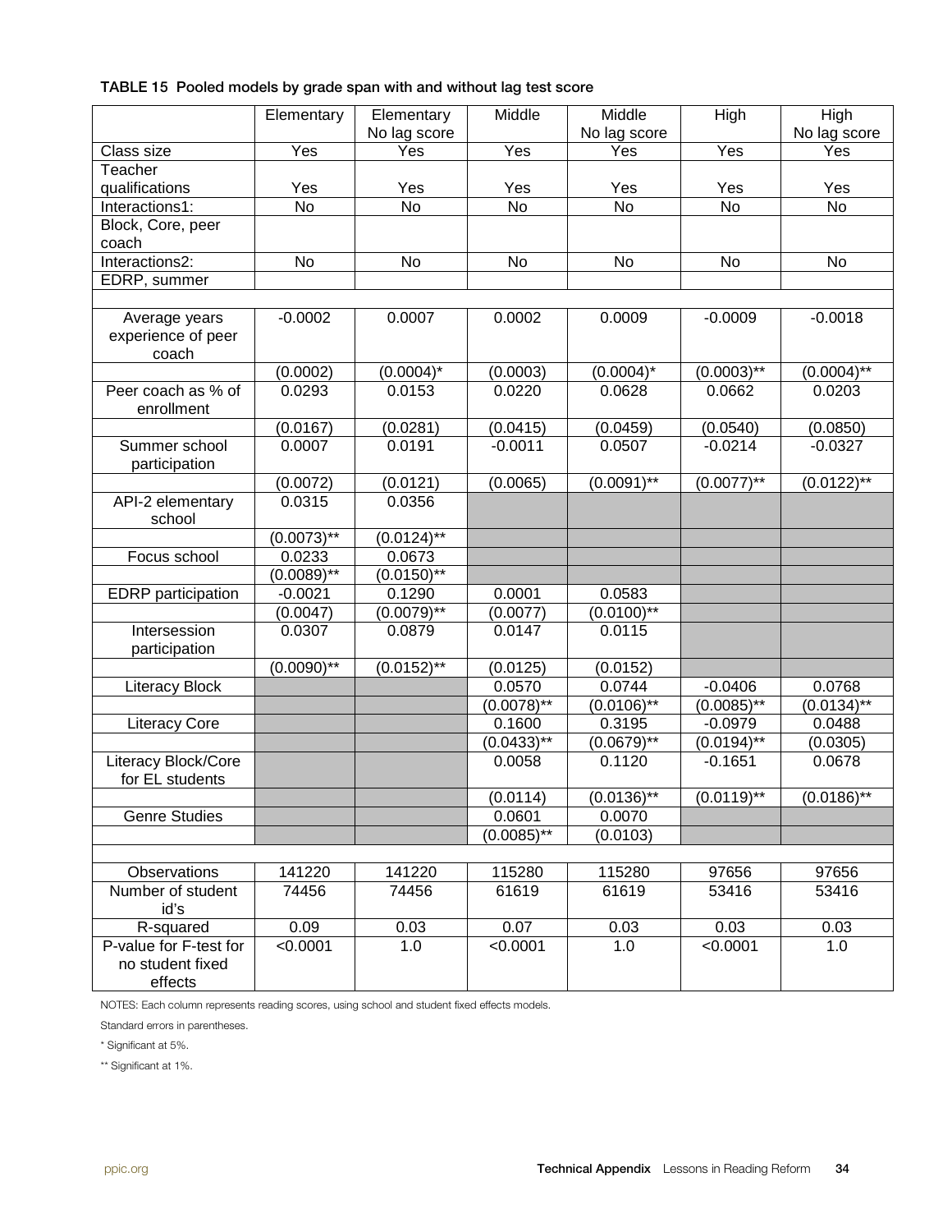**TABLE 15 Pooled models by grade span with and without lag test score**

| | Elementary | Elementary No lag score | Middle | Middle No lag score | High | High No lag score |
|---|---|---|---|---|---|---|
| Class size | Yes | Yes | Yes | Yes | Yes | Yes |
| Teacher qualifications | Yes | Yes | Yes | Yes | Yes | Yes |
| Interactions1: | No | No | No | No | No | No |
| Block, Core, peer coach | | | | | | |
| Interactions2: | No | No | No | No | No | No |
| EDRP, summer | | | | | | |
| | | | | | | |
| Average years experience of peer coach | -0.0002 | 0.0007 | 0.0002 | 0.0009 | -0.0009 | -0.0018 |
| | (0.0002) | (0.0004)* | (0.0003) | (0.0004)* | (0.0003)** | (0.0004)** |
| Peer coach as % of enrollment | 0.0293 | 0.0153 | 0.0220 | 0.0628 | 0.0662 | 0.0203 |
| | (0.0167) | (0.0281) | (0.0415) | (0.0459) | (0.0540) | (0.0850) |
| Summer school participation | 0.0007 | 0.0191 | -0.0011 | 0.0507 | -0.0214 | -0.0327 |
| | (0.0072) | (0.0121) | (0.0065) | (0.0091)** | (0.0077)** | (0.0122)** |
| API-2 elementary school | 0.0315 | 0.0356 | | | | |
| | (0.0073)** | (0.0124)** | | | | |
| Focus school | 0.0233 | 0.0673 | | | | |
| | (0.0089)** | (0.0150)** | | | | |
| EDRP participation | -0.0021 | 0.1290 | 0.0001 | 0.0583 | | |
| | (0.0047) | (0.0079)** | (0.0077) | (0.0100)** | | |
| Intersession participation | 0.0307 | 0.0879 | 0.0147 | 0.0115 | | |
| | (0.0090)** | (0.0152)** | (0.0125) | (0.0152) | | |
| Literacy Block | | | 0.0570 | 0.0744 | -0.0406 | 0.0768 |
| | | | (0.0078)** | (0.0106)** | (0.0085)** | (0.0134)** |
| Literacy Core | | | 0.1600 | 0.3195 | -0.0979 | 0.0488 |
| | | | (0.0433)** | (0.0679)** | (0.0194)** | (0.0305) |
| Literacy Block/Core for EL students | | | 0.0058 | 0.1120 | -0.1651 | 0.0678 |
| | | | (0.0114) | (0.0136)** | (0.0119)** | (0.0186)** |
| Genre Studies | | | 0.0601 | 0.0070 | | |
| | | | (0.0085)** | (0.0103) | | |
| | | | | | | |
| Observations | 141220 | 141220 | 115280 | 115280 | 97656 | 97656 |
| Number of student id's | 74456 | 74456 | 61619 | 61619 | 53416 | 53416 |
| R-squared | 0.09 | 0.03 | 0.07 | 0.03 | 0.03 | 0.03 |
| P-value for F-test for no student fixed effects | <0.0001 | 1.0 | <0.0001 | 1.0 | <0.0001 | 1.0 |

NOTES: Each column represents reading scores, using school and student fixed effects models.

Standard errors in parentheses.

* Significant at 5%.

** Significant at 1%.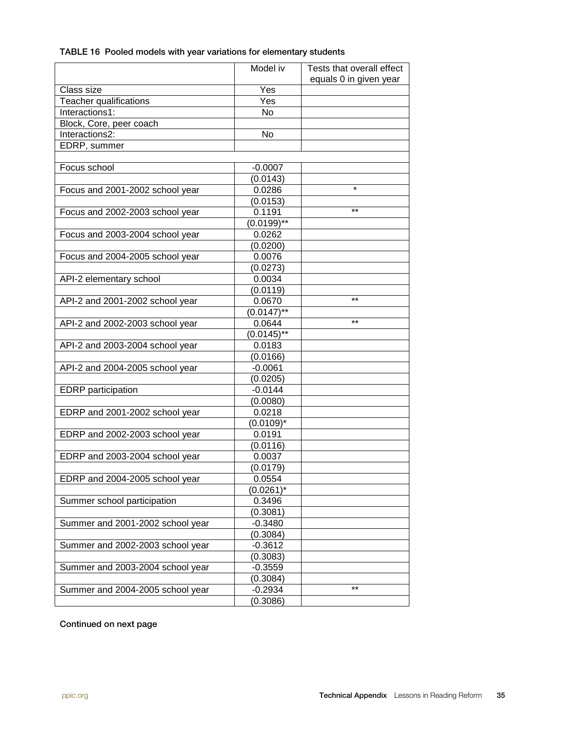**TABLE 16 Pooled models with year variations for elementary students**

| | Model iv | Tests that overall effect equals 0 in given year |
|---|---|---|
| Class size | Yes | |
| Teacher qualifications | Yes | |
| Interactions1: | No | |
| Block, Core, peer coach | | |
| Interactions2: | No | |
| EDRP, summer | | |
| | | |
| Focus school | -0.0007 | |
| | (0.0143) | |
| Focus and 2001-2002 school year | 0.0286 | * |
| | (0.0153) | |
| Focus and 2002-2003 school year | 0.1191 | ** |
| | (0.0199)** | |
| Focus and 2003-2004 school year | 0.0262 | |
| | (0.0200) | |
| Focus and 2004-2005 school year | 0.0076 | |
| | (0.0273) | |
| API-2 elementary school | 0.0034 | |
| | (0.0119) | |
| API-2 and 2001-2002 school year | 0.0670 | ** |
| | (0.0147)** | |
| API-2 and 2002-2003 school year | 0.0644 | ** |
| | (0.0145)** | |
| API-2 and 2003-2004 school year | 0.0183 | |
| | (0.0166) | |
| API-2 and 2004-2005 school year | -0.0061 | |
| | (0.0205) | |
| EDRP participation | -0.0144 | |
| | (0.0080) | |
| EDRP and 2001-2002 school year | 0.0218 | |
| | (0.0109)* | |
| EDRP and 2002-2003 school year | 0.0191 | |
| | (0.0116) | |
| EDRP and 2003-2004 school year | 0.0037 | |
| | (0.0179) | |
| EDRP and 2004-2005 school year | 0.0554 | |
| | (0.0261)* | |
| Summer school participation | 0.3496 | |
| | (0.3081) | |
| Summer and 2001-2002 school year | -0.3480 | |
| | (0.3084) | |
| Summer and 2002-2003 school year | -0.3612 | |
| | (0.3083) | |
| Summer and 2003-2004 school year | -0.3559 | |
| | (0.3084) | |
| Summer and 2004-2005 school year | -0.2934 | ** |
| | (0.3086) | |

Continued on next page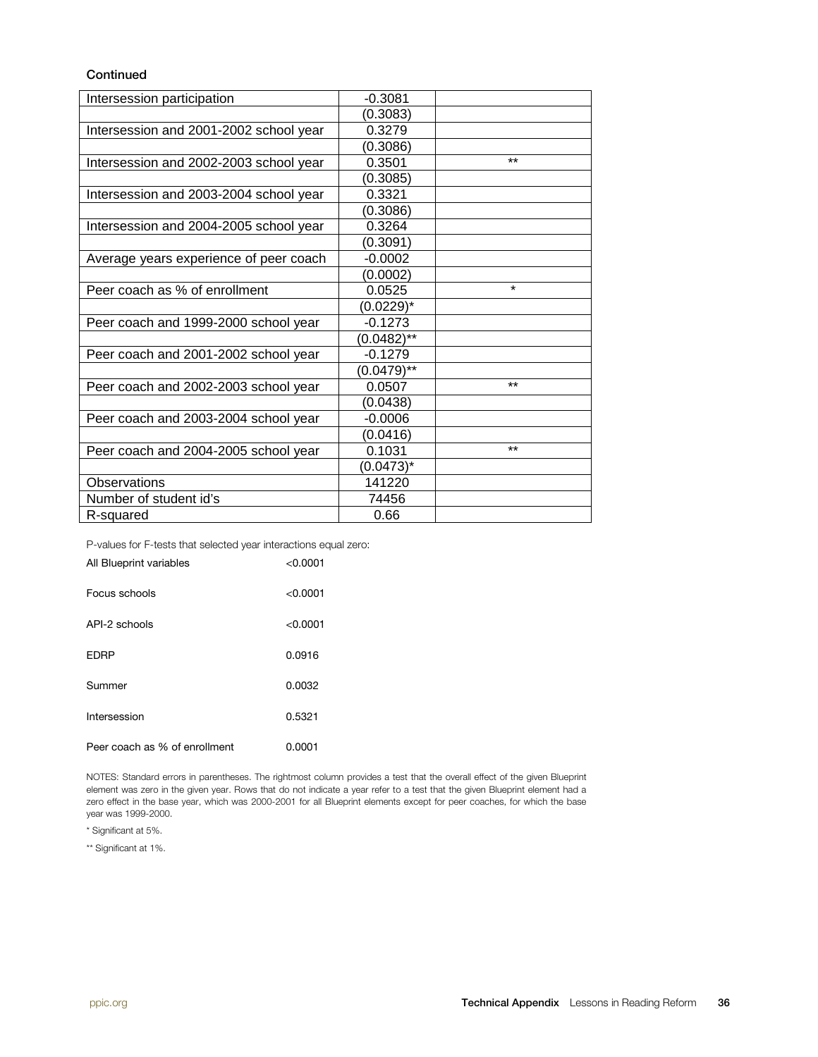Continued

| | | |
|---|---|---|
| Intersession participation | -0.3081 | |
| | (0.3083) | |
| Intersession and 2001-2002 school year | 0.3279 | |
| | (0.3086) | |
| Intersession and 2002-2003 school year | 0.3501 | ** |
| | (0.3085) | |
| Intersession and 2003-2004 school year | 0.3321 | |
| | (0.3086) | |
| Intersession and 2004-2005 school year | 0.3264 | |
| | (0.3091) | |
| Average years experience of peer coach | -0.0002 | |
| | (0.0002) | |
| Peer coach as % of enrollment | 0.0525 | * |
| | (0.0229)* | |
| Peer coach and 1999-2000 school year | -0.1273 | |
| | (0.0482)** | |
| Peer coach and 2001-2002 school year | -0.1279 | |
| | (0.0479)** | |
| Peer coach and 2002-2003 school year | 0.0507 | ** |
| | (0.0438) | |
| Peer coach and 2003-2004 school year | -0.0006 | |
| | (0.0416) | |
| Peer coach and 2004-2005 school year | 0.1031 | ** |
| | (0.0473)* | |
| Observations | 141220 | |
| Number of student id's | 74456 | |
| R-squared | 0.66 | |

P-values for F-tests that selected year interactions equal zero:

| | |
|---|---|
| All Blueprint variables | <0.0001 |
| Focus schools | <0.0001 |
| API-2 schools | <0.0001 |
| EDRP | 0.0916 |
| Summer | 0.0032 |
| Intersession | 0.5321 |
| Peer coach as % of enrollment | 0.0001 |

NOTES: Standard errors in parentheses. The rightmost column provides a test that the overall effect of the given Blueprint element was zero in the given year. Rows that do not indicate a year refer to a test that the given Blueprint element had a zero effect in the base year, which was 2000-2001 for all Blueprint elements except for peer coaches, for which the base year was 1999-2000.

* Significant at 5%.

** Significant at 1%.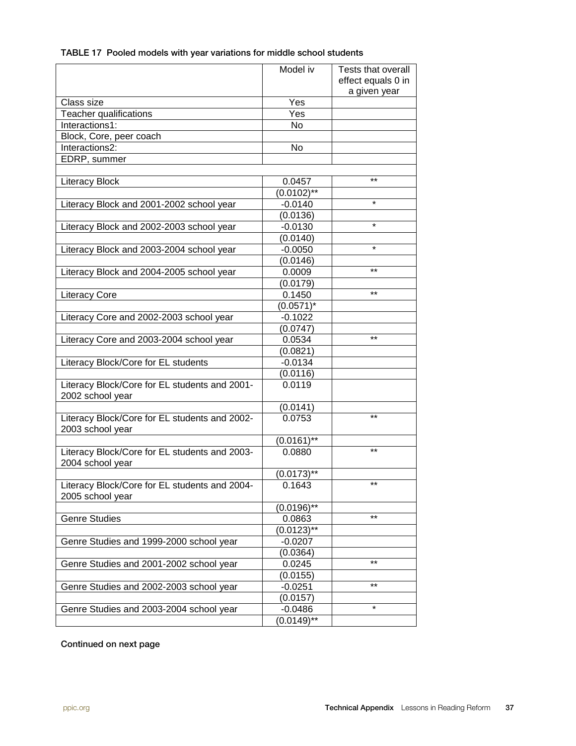**TABLE 17 Pooled models with year variations for middle school students**

| | Model iv | Tests that overall effect equals 0 in a given year |
|---|---|---|
| Class size | Yes | |
| Teacher qualifications | Yes | |
| Interactions1: | No | |
| Block, Core, peer coach | | |
| Interactions2: | No | |
| EDRP, summer | | |
| | | |
| Literacy Block | 0.0457 | ** |
| | (0.0102)** | |
| Literacy Block and 2001-2002 school year | -0.0140 | * |
| | (0.0136) | |
| Literacy Block and 2002-2003 school year | -0.0130 | * |
| | (0.0140) | |
| Literacy Block and 2003-2004 school year | -0.0050 | * |
| | (0.0146) | |
| Literacy Block and 2004-2005 school year | 0.0009 | ** |
| | (0.0179) | |
| Literacy Core | 0.1450 | ** |
| | (0.0571)* | |
| Literacy Core and 2002-2003 school year | -0.1022 | |
| | (0.0747) | |
| Literacy Core and 2003-2004 school year | 0.0534 | ** |
| | (0.0821) | |
| Literacy Block/Core for EL students | -0.0134 | |
| | (0.0116) | |
| Literacy Block/Core for EL students and 2001-2002 school year | 0.0119 | |
| | (0.0141) | |
| Literacy Block/Core for EL students and 2002-2003 school year | 0.0753 | ** |
| | (0.0161)** | |
| Literacy Block/Core for EL students and 2003-2004 school year | 0.0880 | ** |
| | (0.0173)** | |
| Literacy Block/Core for EL students and 2004-2005 school year | 0.1643 | ** |
| | (0.0196)** | |
| Genre Studies | 0.0863 | ** |
| | (0.0123)** | |
| Genre Studies and 1999-2000 school year | -0.0207 | |
| | (0.0364) | |
| Genre Studies and 2001-2002 school year | 0.0245 | ** |
| | (0.0155) | |
| Genre Studies and 2002-2003 school year | -0.0251 | ** |
| | (0.0157) | |
| Genre Studies and 2003-2004 school year | -0.0486 | * |
| | (0.0149)** | |

**Continued on next page**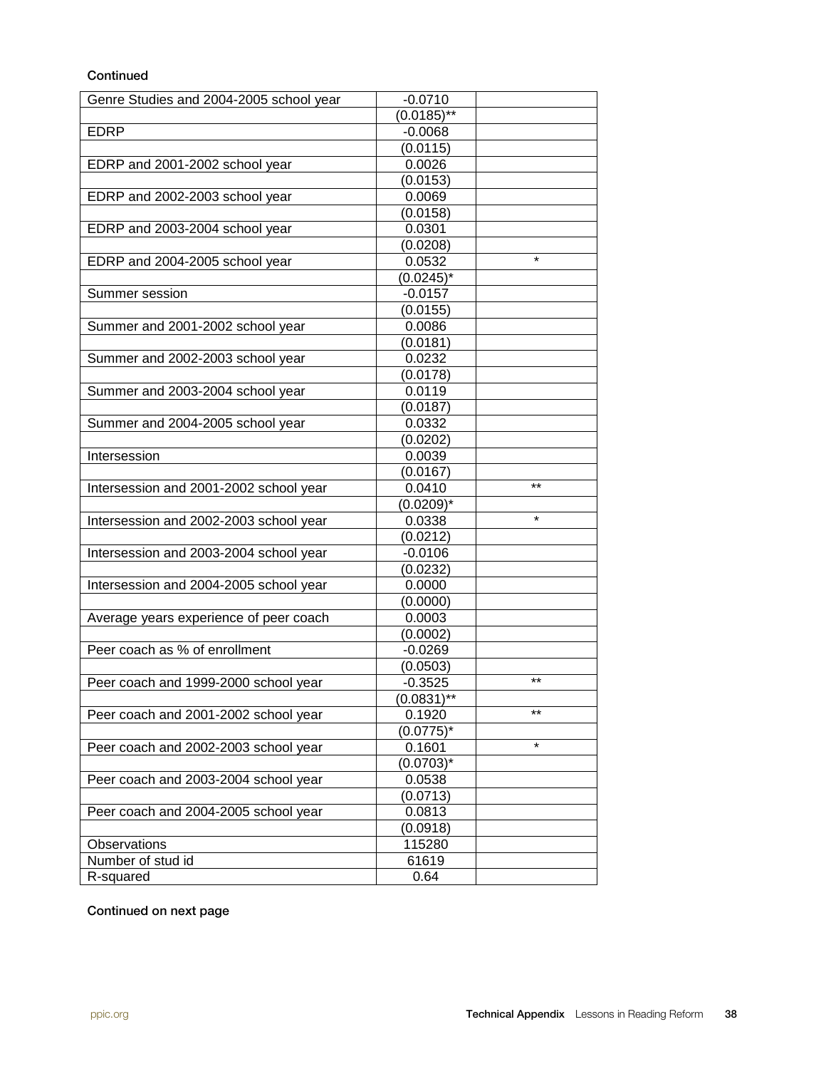Continued

| | | |
|---|---|---|
| Genre Studies and 2004-2005 school year | -0.0710 | |
| | (0.0185)** | |
| EDRP | -0.0068 | |
| | (0.0115) | |
| EDRP and 2001-2002 school year | 0.0026 | |
| | (0.0153) | |
| EDRP and 2002-2003 school year | 0.0069 | |
| | (0.0158) | |
| EDRP and 2003-2004 school year | 0.0301 | |
| | (0.0208) | |
| EDRP and 2004-2005 school year | 0.0532 | * |
| | (0.0245)* | |
| Summer session | -0.0157 | |
| | (0.0155) | |
| Summer and 2001-2002 school year | 0.0086 | |
| | (0.0181) | |
| Summer and 2002-2003 school year | 0.0232 | |
| | (0.0178) | |
| Summer and 2003-2004 school year | 0.0119 | |
| | (0.0187) | |
| Summer and 2004-2005 school year | 0.0332 | |
| | (0.0202) | |
| Intersession | 0.0039 | |
| | (0.0167) | |
| Intersession and 2001-2002 school year | 0.0410 | ** |
| | (0.0209)* | |
| Intersession and 2002-2003 school year | 0.0338 | * |
| | (0.0212) | |
| Intersession and 2003-2004 school year | -0.0106 | |
| | (0.0232) | |
| Intersession and 2004-2005 school year | 0.0000 | |
| | (0.0000) | |
| Average years experience of peer coach | 0.0003 | |
| | (0.0002) | |
| Peer coach as % of enrollment | -0.0269 | |
| | (0.0503) | |
| Peer coach and 1999-2000 school year | -0.3525 | ** |
| | (0.0831)** | |
| Peer coach and 2001-2002 school year | 0.1920 | ** |
| | (0.0775)* | |
| Peer coach and 2002-2003 school year | 0.1601 | * |
| | (0.0703)* | |
| Peer coach and 2003-2004 school year | 0.0538 | |
| | (0.0713) | |
| Peer coach and 2004-2005 school year | 0.0813 | |
| | (0.0918) | |
| Observations | 115280 | |
| Number of stud id | 61619 | |
| R-squared | 0.64 | |

Continued on next page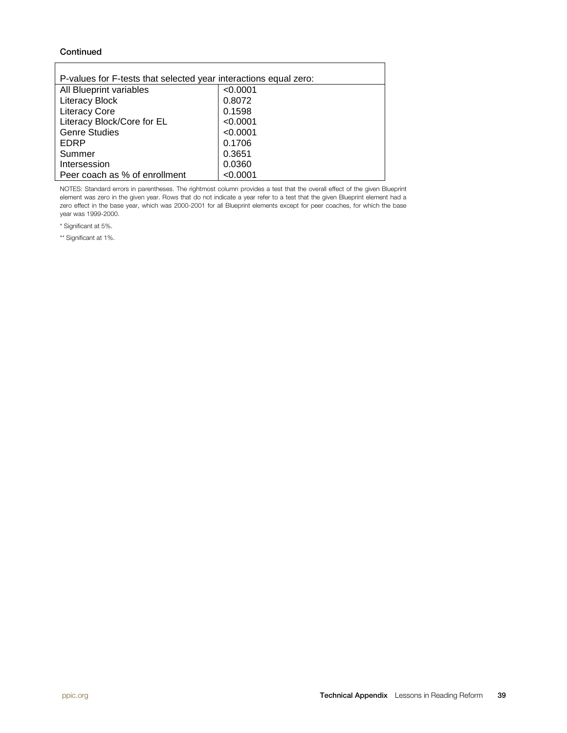**Continued**

| P-values for F-tests that selected year interactions equal zero: | |
|---|---|
| All Blueprint variables | <0.0001 |
| Literacy Block | 0.8072 |
| Literacy Core | 0.1598 |
| Literacy Block/Core for EL | <0.0001 |
| Genre Studies | <0.0001 |
| EDRP | 0.1706 |
| Summer | 0.3651 |
| Intersession | 0.0360 |
| Peer coach as % of enrollment | <0.0001 |

NOTES: Standard errors in parentheses. The rightmost column provides a test that the overall effect of the given Blueprint element was zero in the given year. Rows that do not indicate a year refer to a test that the given Blueprint element had a zero effect in the base year, which was 2000-2001 for all Blueprint elements except for peer coaches, for which the base year was 1999-2000.

* Significant at 5%.

** Significant at 1%.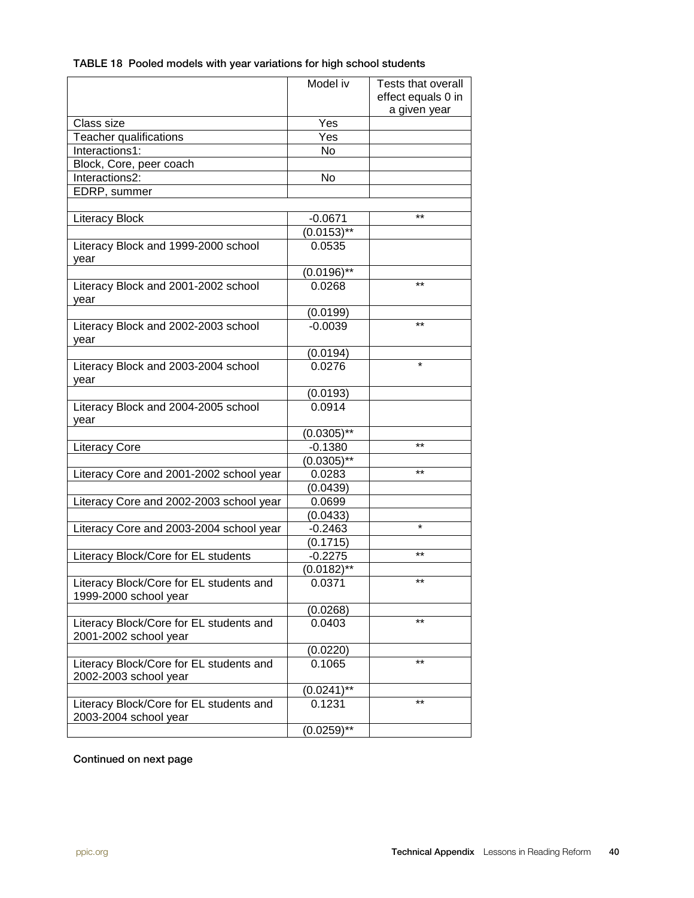**TABLE 18 Pooled models with year variations for high school students**

| | Model iv | Tests that overall effect equals 0 in a given year |
|---|---|---|
| Class size | Yes | |
| Teacher qualifications | Yes | |
| Interactions1: | No | |
| Block, Core, peer coach | | |
| Interactions2: | No | |
| EDRP, summer | | |
| | | |
| Literacy Block | -0.0671 | ** |
| | (0.0153)** | |
| Literacy Block and 1999-2000 school year | 0.0535 | |
| | (0.0196)** | |
| Literacy Block and 2001-2002 school year | 0.0268 | ** |
| | (0.0199) | |
| Literacy Block and 2002-2003 school year | -0.0039 | ** |
| | (0.0194) | |
| Literacy Block and 2003-2004 school year | 0.0276 | * |
| | (0.0193) | |
| Literacy Block and 2004-2005 school year | 0.0914 | |
| | (0.0305)** | |
| Literacy Core | -0.1380 | ** |
| | (0.0305)** | |
| Literacy Core and 2001-2002 school year | 0.0283 | ** |
| | (0.0439) | |
| Literacy Core and 2002-2003 school year | 0.0699 | |
| | (0.0433) | |
| Literacy Core and 2003-2004 school year | -0.2463 | * |
| | (0.1715) | |
| Literacy Block/Core for EL students | -0.2275 | ** |
| | (0.0182)** | |
| Literacy Block/Core for EL students and 1999-2000 school year | 0.0371 | ** |
| | (0.0268) | |
| Literacy Block/Core for EL students and 2001-2002 school year | 0.0403 | ** |
| | (0.0220) | |
| Literacy Block/Core for EL students and 2002-2003 school year | 0.1065 | ** |
| | (0.0241)** | |
| Literacy Block/Core for EL students and 2003-2004 school year | 0.1231 | ** |
| | (0.0259)** | |

**Continued on next page**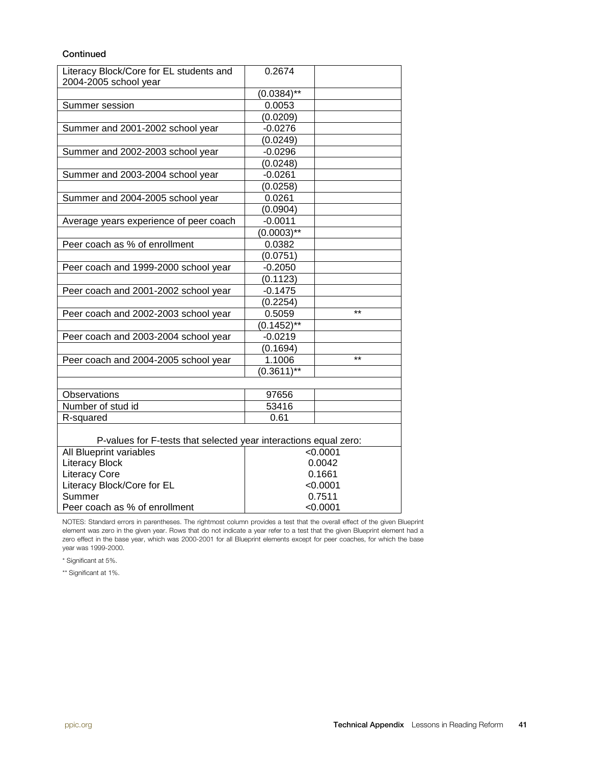Continued

| | | |
|---|---|---|
| Literacy Block/Core for EL students and 2004-2005 school year | 0.2674 | |
| | (0.0384)** | |
| Summer session | 0.0053 | |
| | (0.0209) | |
| Summer and 2001-2002 school year | -0.0276 | |
| | (0.0249) | |
| Summer and 2002-2003 school year | -0.0296 | |
| | (0.0248) | |
| Summer and 2003-2004 school year | -0.0261 | |
| | (0.0258) | |
| Summer and 2004-2005 school year | 0.0261 | |
| | (0.0904) | |
| Average years experience of peer coach | -0.0011 | |
| | (0.0003)** | |
| Peer coach as % of enrollment | 0.0382 | |
| | (0.0751) | |
| Peer coach and 1999-2000 school year | -0.2050 | |
| | (0.1123) | |
| Peer coach and 2001-2002 school year | -0.1475 | |
| | (0.2254) | |
| Peer coach and 2002-2003 school year | 0.5059 | ** |
| | (0.1452)** | |
| Peer coach and 2003-2004 school year | -0.0219 | |
| | (0.1694) | |
| Peer coach and 2004-2005 school year | 1.1006 | ** |
| | (0.3611)** | |
| | | |
| Observations | 97656 | |
| Number of stud id | 53416 | |
| R-squared | 0.61 | |

P-values for F-tests that selected year interactions equal zero:

| | |
|---|---|
| All Blueprint variables | <0.0001 |
| Literacy Block | 0.0042 |
| Literacy Core | 0.1661 |
| Literacy Block/Core for EL | <0.0001 |
| Summer | 0.7511 |
| Peer coach as % of enrollment | <0.0001 |

NOTES: Standard errors in parentheses. The rightmost column provides a test that the overall effect of the given Blueprint element was zero in the given year. Rows that do not indicate a year refer to a test that the given Blueprint element had a zero effect in the base year, which was 2000-2001 for all Blueprint elements except for peer coaches, for which the base year was 1999-2000.

* Significant at 5%.

** Significant at 1%.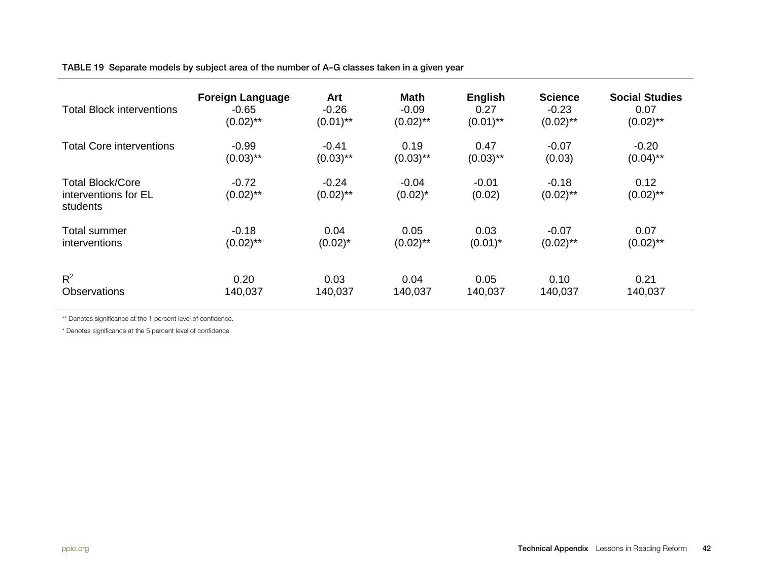**TABLE 19 Separate models by subject area of the number of A–G classes taken in a given year**

| | Foreign Language | Art | Math | English | Science | Social Studies |
|---|---|---|---|---|---|---|
| Total Block interventions | -0.65 | -0.26 | -0.09 | 0.27 | -0.23 | 0.07 |
| | (0.02)** | (0.01)** | (0.02)** | (0.01)** | (0.02)** | (0.02)** |
| Total Core interventions | -0.99 | -0.41 | 0.19 | 0.47 | -0.07 | -0.20 |
| | (0.03)** | (0.03)** | (0.03)** | (0.03)** | (0.03) | (0.04)** |
| Total Block/Core interventions for EL students | -0.72 | -0.24 | -0.04 | -0.01 | -0.18 | 0.12 |
| | (0.02)** | (0.02)** | (0.02)* | (0.02) | (0.02)** | (0.02)** |
| Total summer interventions | -0.18 | 0.04 | 0.05 | 0.03 | -0.07 | 0.07 |
| | (0.02)** | (0.02)* | (0.02)** | (0.01)* | (0.02)** | (0.02)** |
| $R^2$ | 0.20 | 0.03 | 0.04 | 0.05 | 0.10 | 0.21 |
| Observations | 140,037 | 140,037 | 140,037 | 140,037 | 140,037 | 140,037 |

** Denotes significance at the 1 percent level of confidence.

* Denotes significance at the 5 percent level of confidence.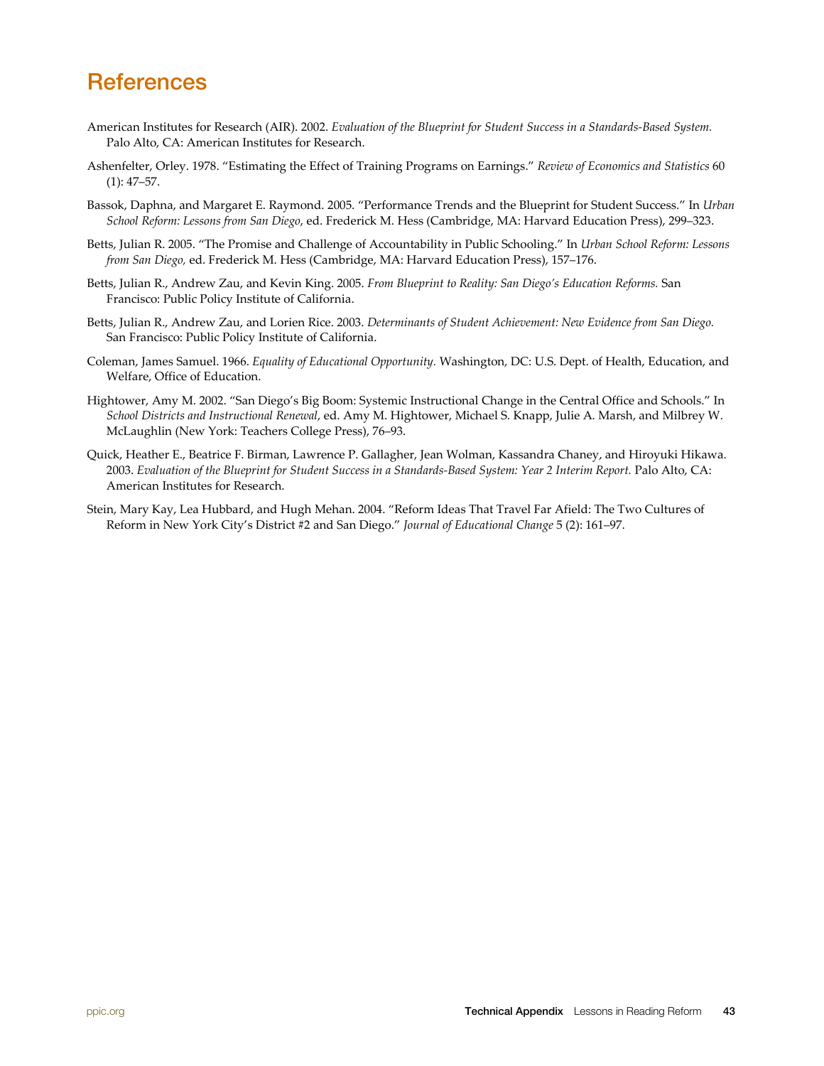# References

American Institutes for Research (AIR). 2002. *Evaluation of the Blueprint for Student Success in a Standards-Based System.* Palo Alto, CA: American Institutes for Research.

Ashenfelter, Orley. 1978. "Estimating the Effect of Training Programs on Earnings." *Review of Economics and Statistics* 60 (1): 47–57.

Bassok, Daphna, and Margaret E. Raymond. 2005. "Performance Trends and the Blueprint for Student Success." In *Urban School Reform: Lessons from San Diego*, ed. Frederick M. Hess (Cambridge, MA: Harvard Education Press), 299–323.

Betts, Julian R. 2005. "The Promise and Challenge of Accountability in Public Schooling." In *Urban School Reform: Lessons from San Diego,* ed. Frederick M. Hess (Cambridge, MA: Harvard Education Press), 157–176.

Betts, Julian R., Andrew Zau, and Kevin King. 2005. *From Blueprint to Reality: San Diego's Education Reforms.* San Francisco: Public Policy Institute of California.

Betts, Julian R., Andrew Zau, and Lorien Rice. 2003. *Determinants of Student Achievement: New Evidence from San Diego.* San Francisco: Public Policy Institute of California.

Coleman, James Samuel. 1966. *Equality of Educational Opportunity.* Washington, DC: U.S. Dept. of Health, Education, and Welfare, Office of Education.

Hightower, Amy M. 2002. "San Diego's Big Boom: Systemic Instructional Change in the Central Office and Schools." In *School Districts and Instructional Renewal*, ed. Amy M. Hightower, Michael S. Knapp, Julie A. Marsh, and Milbrey W. McLaughlin (New York: Teachers College Press), 76–93.

Quick, Heather E., Beatrice F. Birman, Lawrence P. Gallagher, Jean Wolman, Kassandra Chaney, and Hiroyuki Hikawa. 2003. *Evaluation of the Blueprint for Student Success in a Standards-Based System: Year 2 Interim Report.* Palo Alto, CA: American Institutes for Research.

Stein, Mary Kay, Lea Hubbard, and Hugh Mehan. 2004. "Reform Ideas That Travel Far Afield: The Two Cultures of Reform in New York City's District #2 and San Diego." *Journal of Educational Change* 5 (2): 161–97.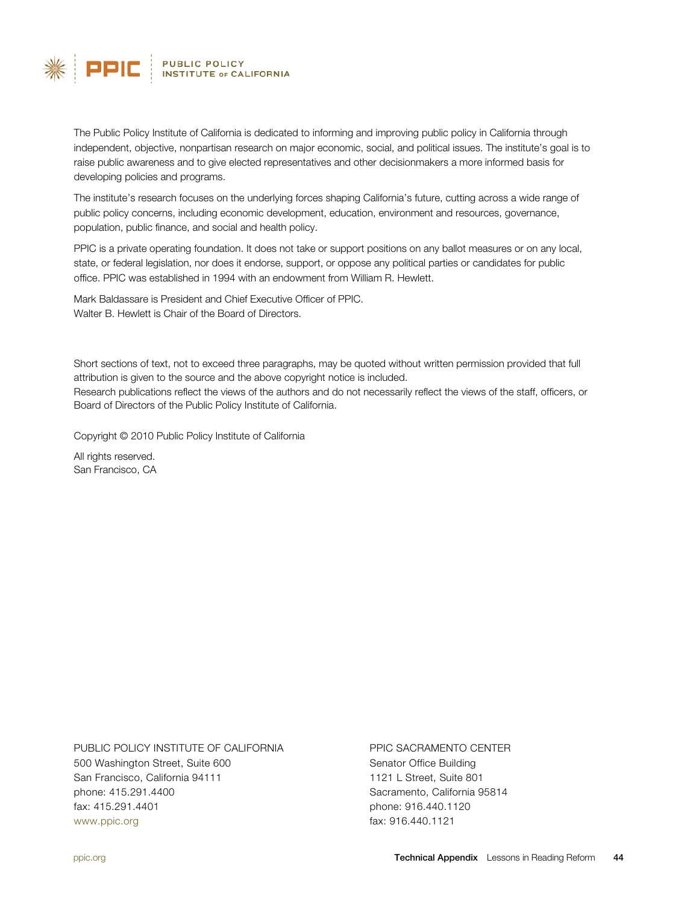PPIC | PUBLIC POLICY INSTITUTE OF CALIFORNIA

The Public Policy Institute of California is dedicated to informing and improving public policy in California through independent, objective, nonpartisan research on major economic, social, and political issues. The institute's goal is to raise public awareness and to give elected representatives and other decisionmakers a more informed basis for developing policies and programs.

The institute's research focuses on the underlying forces shaping California's future, cutting across a wide range of public policy concerns, including economic development, education, environment and resources, governance, population, public finance, and social and health policy.

PPIC is a private operating foundation. It does not take or support positions on any ballot measures or on any local, state, or federal legislation, nor does it endorse, support, or oppose any political parties or candidates for public office. PPIC was established in 1994 with an endowment from William R. Hewlett.

Mark Baldassare is President and Chief Executive Officer of PPIC.
Walter B. Hewlett is Chair of the Board of Directors.

Short sections of text, not to exceed three paragraphs, may be quoted without written permission provided that full attribution is given to the source and the above copyright notice is included.
Research publications reflect the views of the authors and do not necessarily reflect the views of the staff, officers, or Board of Directors of the Public Policy Institute of California.

Copyright © 2010 Public Policy Institute of California

All rights reserved.
San Francisco, CA

PUBLIC POLICY INSTITUTE OF CALIFORNIA
500 Washington Street, Suite 600
San Francisco, California 94111
phone: 415.291.4400
fax: 415.291.4401
www.ppic.org

PPIC SACRAMENTO CENTER
Senator Office Building
1121 L Street, Suite 801
Sacramento, California 95814
phone: 916.440.1120
fax: 916.440.1121